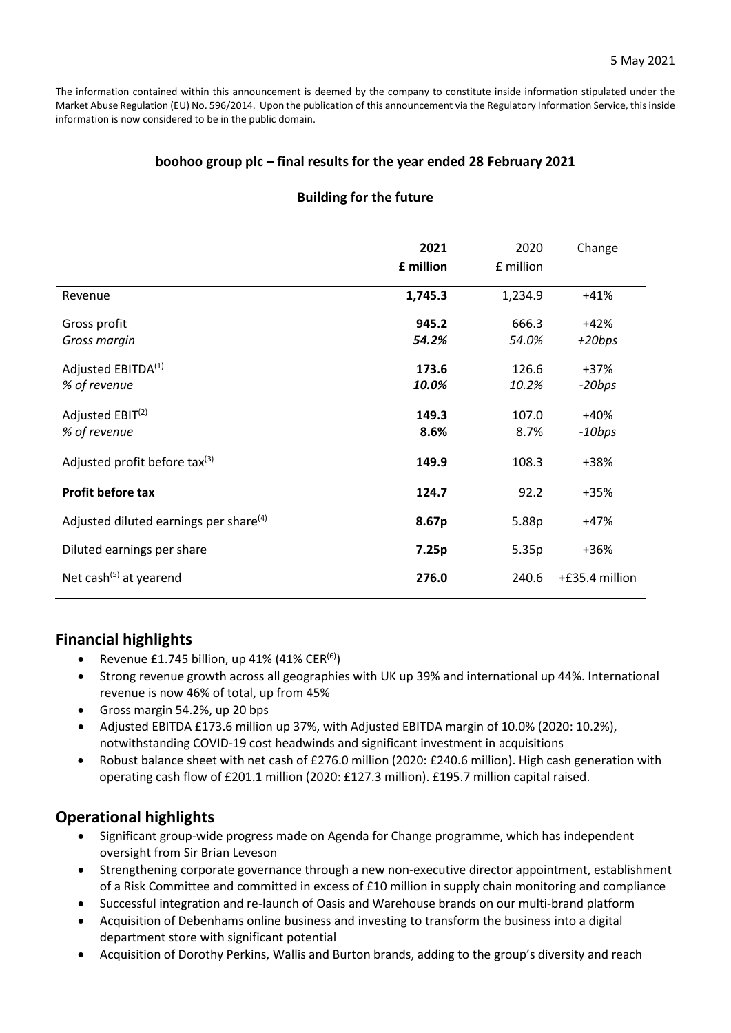5 May 2021

The information contained within this announcement is deemed by the company to constitute inside information stipulated under the Market Abuse Regulation (EU) No. 596/2014. Upon the publication of this announcement via the Regulatory Information Service, this inside information is now considered to be in the public domain.

## boohoo group plc – final results for the year ended 28 February 2021

### Building for the future

| | **2021 £ million** | 2020 £ million | Change |
|---|---|---|---|
| Revenue | **1,745.3** | 1,234.9 | +41% |
| Gross profit | **945.2** | 666.3 | +42% |
| *Gross margin* | ***54.2%*** | *54.0%* | *+20bps* |
| Adjusted EBITDA[1] | **173.6** | 126.6 | +37% |
| *% of revenue* | ***10.0%*** | *10.2%* | *-20bps* |
| Adjusted EBIT[2] | **149.3** | 107.0 | +40% |
| *% of revenue* | **8.6%** | 8.7% | *-10bps* |
| Adjusted profit before tax[3] | **149.9** | 108.3 | +38% |
| **Profit before tax** | **124.7** | 92.2 | +35% |
| Adjusted diluted earnings per share[4] | **8.67p** | 5.88p | +47% |
| Diluted earnings per share | **7.25p** | 5.35p | +36% |
| Net cash[5] at yearend | **276.0** | 240.6 | +£35.4 million |

## Financial highlights

- Revenue £1.745 billion, up 41% (41% CER[6])
- Strong revenue growth across all geographies with UK up 39% and international up 44%. International revenue is now 46% of total, up from 45%
- Gross margin 54.2%, up 20 bps
- Adjusted EBITDA £173.6 million up 37%, with Adjusted EBITDA margin of 10.0% (2020: 10.2%), notwithstanding COVID-19 cost headwinds and significant investment in acquisitions
- Robust balance sheet with net cash of £276.0 million (2020: £240.6 million). High cash generation with operating cash flow of £201.1 million (2020: £127.3 million). £195.7 million capital raised.

## Operational highlights

- Significant group-wide progress made on Agenda for Change programme, which has independent oversight from Sir Brian Leveson
- Strengthening corporate governance through a new non-executive director appointment, establishment of a Risk Committee and committed in excess of £10 million in supply chain monitoring and compliance
- Successful integration and re-launch of Oasis and Warehouse brands on our multi-brand platform
- Acquisition of Debenhams online business and investing to transform the business into a digital department store with significant potential
- Acquisition of Dorothy Perkins, Wallis and Burton brands, adding to the group's diversity and reach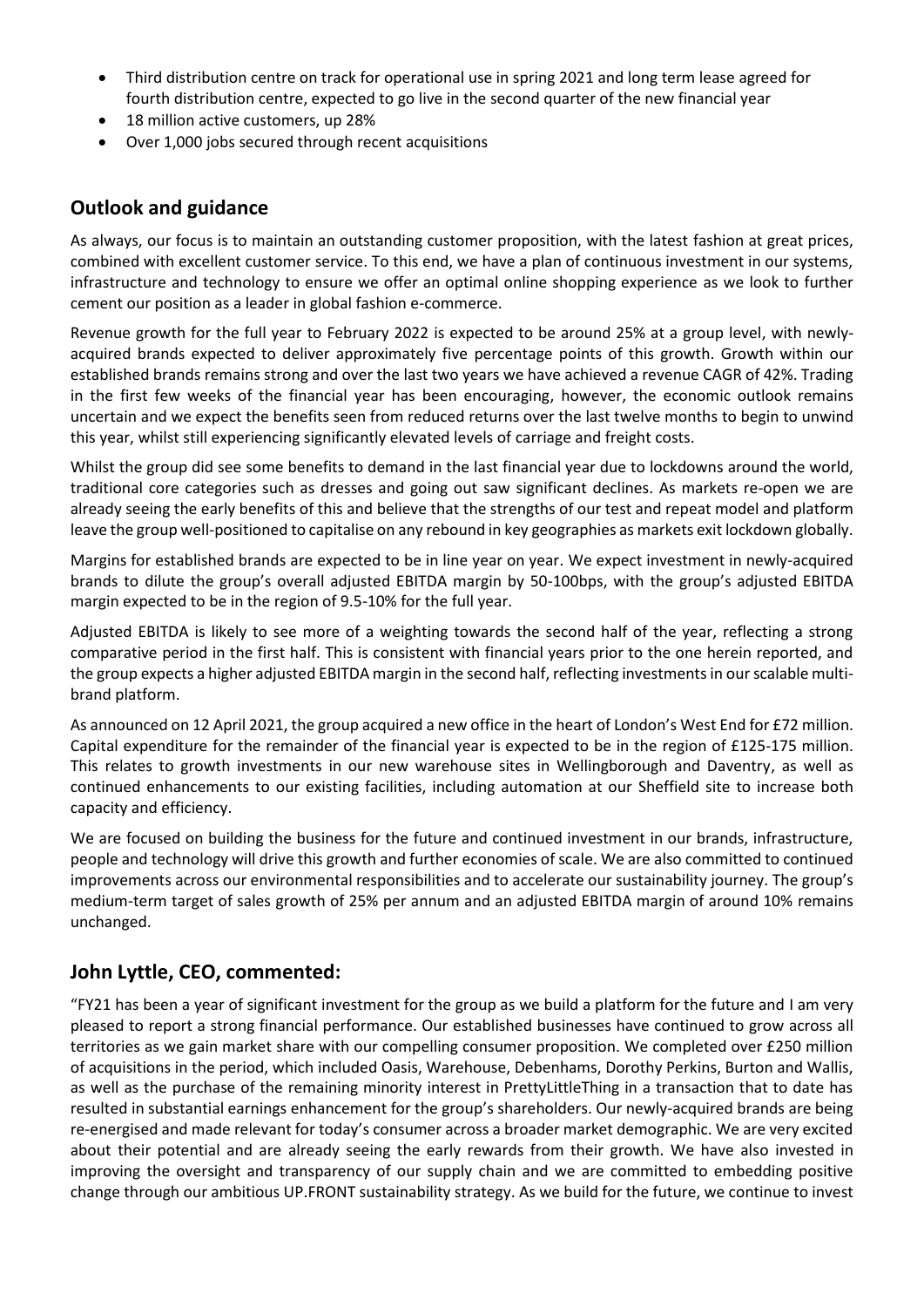- Third distribution centre on track for operational use in spring 2021 and long term lease agreed for fourth distribution centre, expected to go live in the second quarter of the new financial year
- 18 million active customers, up 28%
- Over 1,000 jobs secured through recent acquisitions

## Outlook and guidance

As always, our focus is to maintain an outstanding customer proposition, with the latest fashion at great prices, combined with excellent customer service. To this end, we have a plan of continuous investment in our systems, infrastructure and technology to ensure we offer an optimal online shopping experience as we look to further cement our position as a leader in global fashion e-commerce.

Revenue growth for the full year to February 2022 is expected to be around 25% at a group level, with newly-acquired brands expected to deliver approximately five percentage points of this growth. Growth within our established brands remains strong and over the last two years we have achieved a revenue CAGR of 42%. Trading in the first few weeks of the financial year has been encouraging, however, the economic outlook remains uncertain and we expect the benefits seen from reduced returns over the last twelve months to begin to unwind this year, whilst still experiencing significantly elevated levels of carriage and freight costs.

Whilst the group did see some benefits to demand in the last financial year due to lockdowns around the world, traditional core categories such as dresses and going out saw significant declines. As markets re-open we are already seeing the early benefits of this and believe that the strengths of our test and repeat model and platform leave the group well-positioned to capitalise on any rebound in key geographies as markets exit lockdown globally.

Margins for established brands are expected to be in line year on year. We expect investment in newly-acquired brands to dilute the group's overall adjusted EBITDA margin by 50-100bps, with the group's adjusted EBITDA margin expected to be in the region of 9.5-10% for the full year.

Adjusted EBITDA is likely to see more of a weighting towards the second half of the year, reflecting a strong comparative period in the first half. This is consistent with financial years prior to the one herein reported, and the group expects a higher adjusted EBITDA margin in the second half, reflecting investments in our scalable multi-brand platform.

As announced on 12 April 2021, the group acquired a new office in the heart of London's West End for £72 million. Capital expenditure for the remainder of the financial year is expected to be in the region of £125-175 million. This relates to growth investments in our new warehouse sites in Wellingborough and Daventry, as well as continued enhancements to our existing facilities, including automation at our Sheffield site to increase both capacity and efficiency.

We are focused on building the business for the future and continued investment in our brands, infrastructure, people and technology will drive this growth and further economies of scale. We are also committed to continued improvements across our environmental responsibilities and to accelerate our sustainability journey. The group's medium-term target of sales growth of 25% per annum and an adjusted EBITDA margin of around 10% remains unchanged.

## John Lyttle, CEO, commented:

"FY21 has been a year of significant investment for the group as we build a platform for the future and I am very pleased to report a strong financial performance. Our established businesses have continued to grow across all territories as we gain market share with our compelling consumer proposition. We completed over £250 million of acquisitions in the period, which included Oasis, Warehouse, Debenhams, Dorothy Perkins, Burton and Wallis, as well as the purchase of the remaining minority interest in PrettyLittleThing in a transaction that to date has resulted in substantial earnings enhancement for the group's shareholders. Our newly-acquired brands are being re-energised and made relevant for today's consumer across a broader market demographic. We are very excited about their potential and are already seeing the early rewards from their growth. We have also invested in improving the oversight and transparency of our supply chain and we are committed to embedding positive change through our ambitious UP.FRONT sustainability strategy. As we build for the future, we continue to invest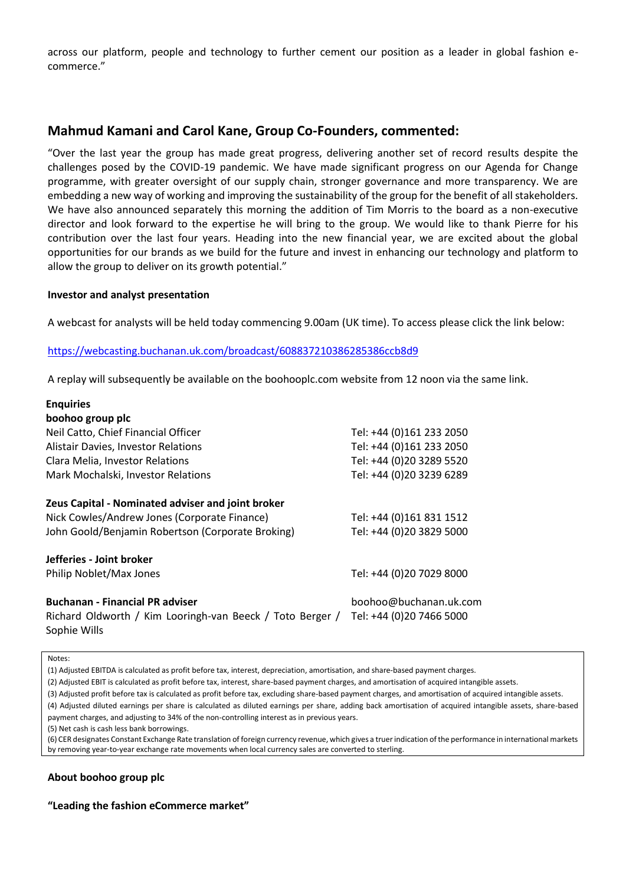across our platform, people and technology to further cement our position as a leader in global fashion e-commerce."

## Mahmud Kamani and Carol Kane, Group Co-Founders, commented:

"Over the last year the group has made great progress, delivering another set of record results despite the challenges posed by the COVID-19 pandemic. We have made significant progress on our Agenda for Change programme, with greater oversight of our supply chain, stronger governance and more transparency. We are embedding a new way of working and improving the sustainability of the group for the benefit of all stakeholders. We have also announced separately this morning the addition of Tim Morris to the board as a non-executive director and look forward to the expertise he will bring to the group. We would like to thank Pierre for his contribution over the last four years. Heading into the new financial year, we are excited about the global opportunities for our brands as we build for the future and invest in enhancing our technology and platform to allow the group to deliver on its growth potential."

**Investor and analyst presentation**

A webcast for analysts will be held today commencing 9.00am (UK time). To access please click the link below:

https://webcasting.buchanan.uk.com/broadcast/608837210386285386ccb8d9

A replay will subsequently be available on the boohooplc.com website from 12 noon via the same link.

**Enquiries**

| | |
|---|---|
| **boohoo group plc** | |
| Neil Catto, Chief Financial Officer | Tel: +44 (0)161 233 2050 |
| Alistair Davies, Investor Relations | Tel: +44 (0)161 233 2050 |
| Clara Melia, Investor Relations | Tel: +44 (0)20 3289 5520 |
| Mark Mochalski, Investor Relations | Tel: +44 (0)20 3239 6289 |
| | |
| **Zeus Capital - Nominated adviser and joint broker** | |
| Nick Cowles/Andrew Jones (Corporate Finance) | Tel: +44 (0)161 831 1512 |
| John Goold/Benjamin Robertson (Corporate Broking) | Tel: +44 (0)20 3829 5000 |
| | |
| **Jefferies - Joint broker** | |
| Philip Noblet/Max Jones | Tel: +44 (0)20 7029 8000 |
| | |
| **Buchanan - Financial PR adviser** | boohoo@buchanan.uk.com |
| Richard Oldworth / Kim Looringh-van Beeck / Toto Berger / Sophie Wills | Tel: +44 (0)20 7466 5000 |

Notes:

(1) Adjusted EBITDA is calculated as profit before tax, interest, depreciation, amortisation, and share-based payment charges.

(2) Adjusted EBIT is calculated as profit before tax, interest, share-based payment charges, and amortisation of acquired intangible assets.

(3) Adjusted profit before tax is calculated as profit before tax, excluding share-based payment charges, and amortisation of acquired intangible assets.

(4) Adjusted diluted earnings per share is calculated as diluted earnings per share, adding back amortisation of acquired intangible assets, share-based payment charges, and adjusting to 34% of the non-controlling interest as in previous years.

(5) Net cash is cash less bank borrowings.

(6) CER designates Constant Exchange Rate translation of foreign currency revenue, which gives a truer indication of the performance in international markets by removing year-to-year exchange rate movements when local currency sales are converted to sterling.

**About boohoo group plc**

**"Leading the fashion eCommerce market"**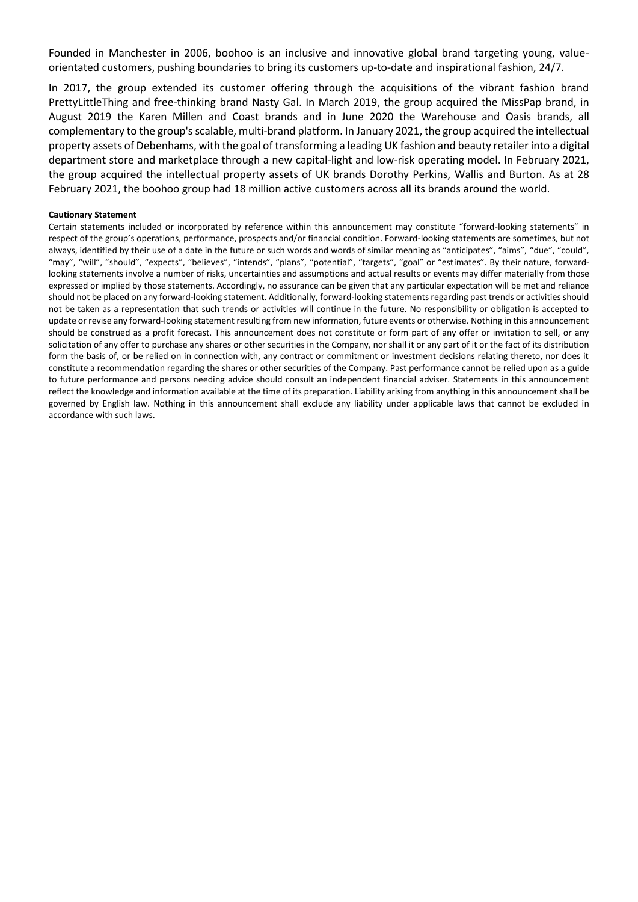Founded in Manchester in 2006, boohoo is an inclusive and innovative global brand targeting young, value-orientated customers, pushing boundaries to bring its customers up-to-date and inspirational fashion, 24/7.

In 2017, the group extended its customer offering through the acquisitions of the vibrant fashion brand PrettyLittleThing and free-thinking brand Nasty Gal. In March 2019, the group acquired the MissPap brand, in August 2019 the Karen Millen and Coast brands and in June 2020 the Warehouse and Oasis brands, all complementary to the group's scalable, multi-brand platform. In January 2021, the group acquired the intellectual property assets of Debenhams, with the goal of transforming a leading UK fashion and beauty retailer into a digital department store and marketplace through a new capital-light and low-risk operating model. In February 2021, the group acquired the intellectual property assets of UK brands Dorothy Perkins, Wallis and Burton. As at 28 February 2021, the boohoo group had 18 million active customers across all its brands around the world.

**Cautionary Statement**

Certain statements included or incorporated by reference within this announcement may constitute "forward-looking statements" in respect of the group's operations, performance, prospects and/or financial condition. Forward-looking statements are sometimes, but not always, identified by their use of a date in the future or such words and words of similar meaning as "anticipates", "aims", "due", "could", "may", "will", "should", "expects", "believes", "intends", "plans", "potential", "targets", "goal" or "estimates". By their nature, forward-looking statements involve a number of risks, uncertainties and assumptions and actual results or events may differ materially from those expressed or implied by those statements. Accordingly, no assurance can be given that any particular expectation will be met and reliance should not be placed on any forward-looking statement. Additionally, forward-looking statements regarding past trends or activities should not be taken as a representation that such trends or activities will continue in the future. No responsibility or obligation is accepted to update or revise any forward-looking statement resulting from new information, future events or otherwise. Nothing in this announcement should be construed as a profit forecast. This announcement does not constitute or form part of any offer or invitation to sell, or any solicitation of any offer to purchase any shares or other securities in the Company, nor shall it or any part of it or the fact of its distribution form the basis of, or be relied on in connection with, any contract or commitment or investment decisions relating thereto, nor does it constitute a recommendation regarding the shares or other securities of the Company. Past performance cannot be relied upon as a guide to future performance and persons needing advice should consult an independent financial adviser. Statements in this announcement reflect the knowledge and information available at the time of its preparation. Liability arising from anything in this announcement shall be governed by English law. Nothing in this announcement shall exclude any liability under applicable laws that cannot be excluded in accordance with such laws.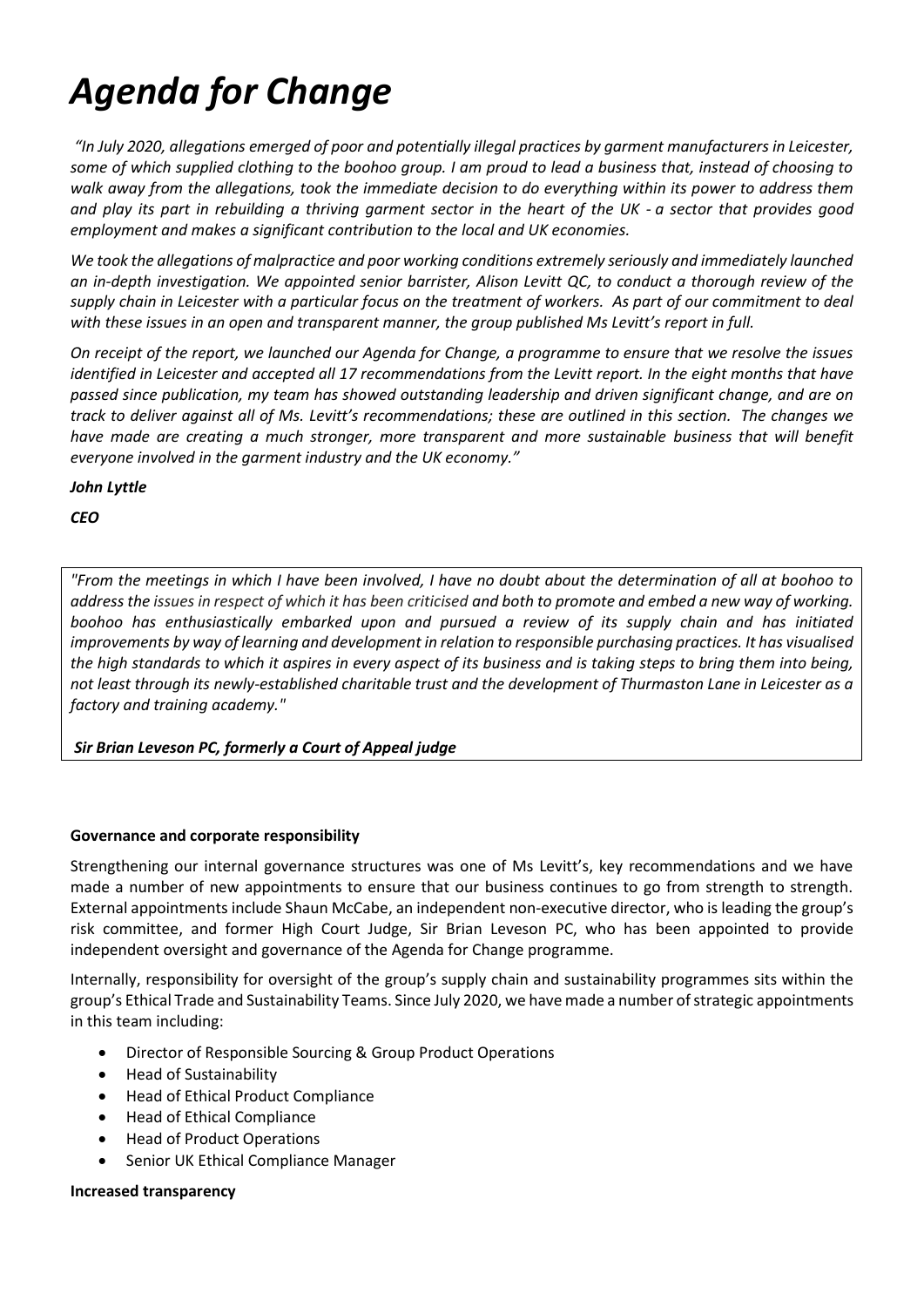# *Agenda for Change*

*"In July 2020, allegations emerged of poor and potentially illegal practices by garment manufacturers in Leicester, some of which supplied clothing to the boohoo group. I am proud to lead a business that, instead of choosing to walk away from the allegations, took the immediate decision to do everything within its power to address them and play its part in rebuilding a thriving garment sector in the heart of the UK - a sector that provides good employment and makes a significant contribution to the local and UK economies.*

*We took the allegations of malpractice and poor working conditions extremely seriously and immediately launched an in-depth investigation. We appointed senior barrister, Alison Levitt QC, to conduct a thorough review of the supply chain in Leicester with a particular focus on the treatment of workers. As part of our commitment to deal with these issues in an open and transparent manner, the group published Ms Levitt's report in full.*

*On receipt of the report, we launched our Agenda for Change, a programme to ensure that we resolve the issues identified in Leicester and accepted all 17 recommendations from the Levitt report. In the eight months that have passed since publication, my team has showed outstanding leadership and driven significant change, and are on track to deliver against all of Ms. Levitt's recommendations; these are outlined in this section. The changes we have made are creating a much stronger, more transparent and more sustainable business that will benefit everyone involved in the garment industry and the UK economy."*

***John Lyttle***

***CEO***

*"From the meetings in which I have been involved, I have no doubt about the determination of all at boohoo to address the issues in respect of which it has been criticised and both to promote and embed a new way of working. boohoo has enthusiastically embarked upon and pursued a review of its supply chain and has initiated improvements by way of learning and development in relation to responsible purchasing practices. It has visualised the high standards to which it aspires in every aspect of its business and is taking steps to bring them into being, not least through its newly-established charitable trust and the development of Thurmaston Lane in Leicester as a factory and training academy."*

***Sir Brian Leveson PC, formerly a Court of Appeal judge***

**Governance and corporate responsibility**

Strengthening our internal governance structures was one of Ms Levitt's, key recommendations and we have made a number of new appointments to ensure that our business continues to go from strength to strength. External appointments include Shaun McCabe, an independent non-executive director, who is leading the group's risk committee, and former High Court Judge, Sir Brian Leveson PC, who has been appointed to provide independent oversight and governance of the Agenda for Change programme.

Internally, responsibility for oversight of the group's supply chain and sustainability programmes sits within the group's Ethical Trade and Sustainability Teams. Since July 2020, we have made a number of strategic appointments in this team including:

- Director of Responsible Sourcing & Group Product Operations
- Head of Sustainability
- Head of Ethical Product Compliance
- Head of Ethical Compliance
- Head of Product Operations
- Senior UK Ethical Compliance Manager

**Increased transparency**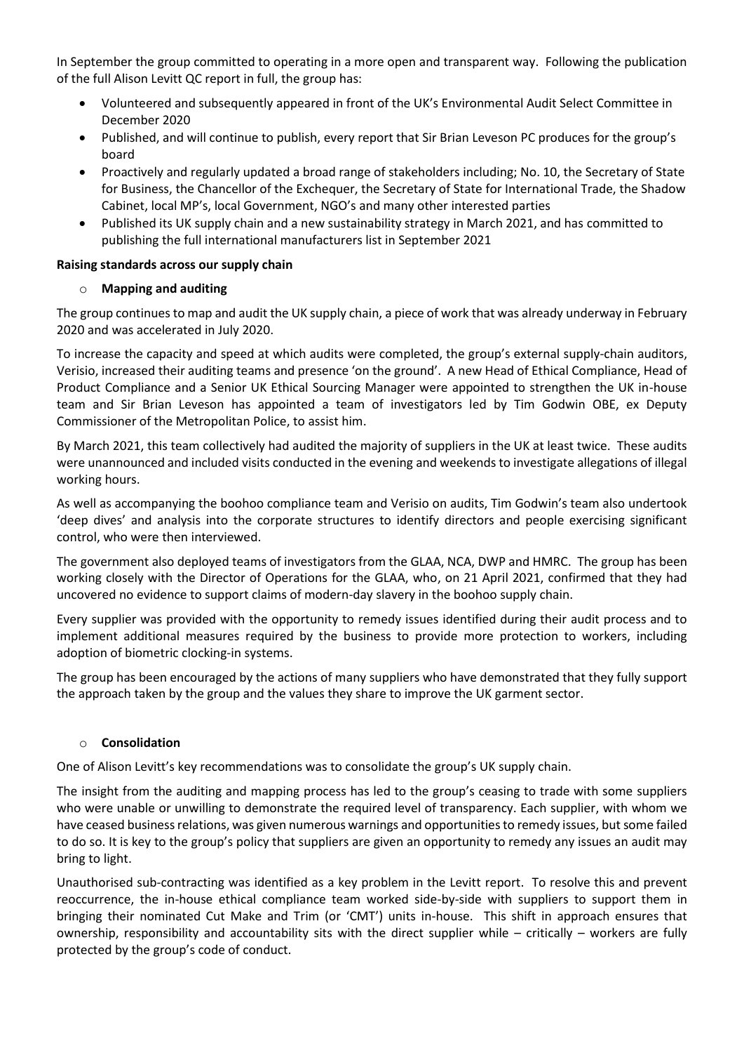In September the group committed to operating in a more open and transparent way. Following the publication of the full Alison Levitt QC report in full, the group has:

- Volunteered and subsequently appeared in front of the UK's Environmental Audit Select Committee in December 2020
- Published, and will continue to publish, every report that Sir Brian Leveson PC produces for the group's board
- Proactively and regularly updated a broad range of stakeholders including; No. 10, the Secretary of State for Business, the Chancellor of the Exchequer, the Secretary of State for International Trade, the Shadow Cabinet, local MP's, local Government, NGO's and many other interested parties
- Published its UK supply chain and a new sustainability strategy in March 2021, and has committed to publishing the full international manufacturers list in September 2021

**Raising standards across our supply chain**

- **Mapping and auditing**

The group continues to map and audit the UK supply chain, a piece of work that was already underway in February 2020 and was accelerated in July 2020.

To increase the capacity and speed at which audits were completed, the group's external supply-chain auditors, Verisio, increased their auditing teams and presence 'on the ground'. A new Head of Ethical Compliance, Head of Product Compliance and a Senior UK Ethical Sourcing Manager were appointed to strengthen the UK in-house team and Sir Brian Leveson has appointed a team of investigators led by Tim Godwin OBE, ex Deputy Commissioner of the Metropolitan Police, to assist him.

By March 2021, this team collectively had audited the majority of suppliers in the UK at least twice. These audits were unannounced and included visits conducted in the evening and weekends to investigate allegations of illegal working hours.

As well as accompanying the boohoo compliance team and Verisio on audits, Tim Godwin's team also undertook 'deep dives' and analysis into the corporate structures to identify directors and people exercising significant control, who were then interviewed.

The government also deployed teams of investigators from the GLAA, NCA, DWP and HMRC. The group has been working closely with the Director of Operations for the GLAA, who, on 21 April 2021, confirmed that they had uncovered no evidence to support claims of modern-day slavery in the boohoo supply chain.

Every supplier was provided with the opportunity to remedy issues identified during their audit process and to implement additional measures required by the business to provide more protection to workers, including adoption of biometric clocking-in systems.

The group has been encouraged by the actions of many suppliers who have demonstrated that they fully support the approach taken by the group and the values they share to improve the UK garment sector.

- **Consolidation**

One of Alison Levitt's key recommendations was to consolidate the group's UK supply chain.

The insight from the auditing and mapping process has led to the group's ceasing to trade with some suppliers who were unable or unwilling to demonstrate the required level of transparency. Each supplier, with whom we have ceased business relations, was given numerous warnings and opportunities to remedy issues, but some failed to do so. It is key to the group's policy that suppliers are given an opportunity to remedy any issues an audit may bring to light.

Unauthorised sub-contracting was identified as a key problem in the Levitt report. To resolve this and prevent reoccurrence, the in-house ethical compliance team worked side-by-side with suppliers to support them in bringing their nominated Cut Make and Trim (or 'CMT') units in-house. This shift in approach ensures that ownership, responsibility and accountability sits with the direct supplier while – critically – workers are fully protected by the group's code of conduct.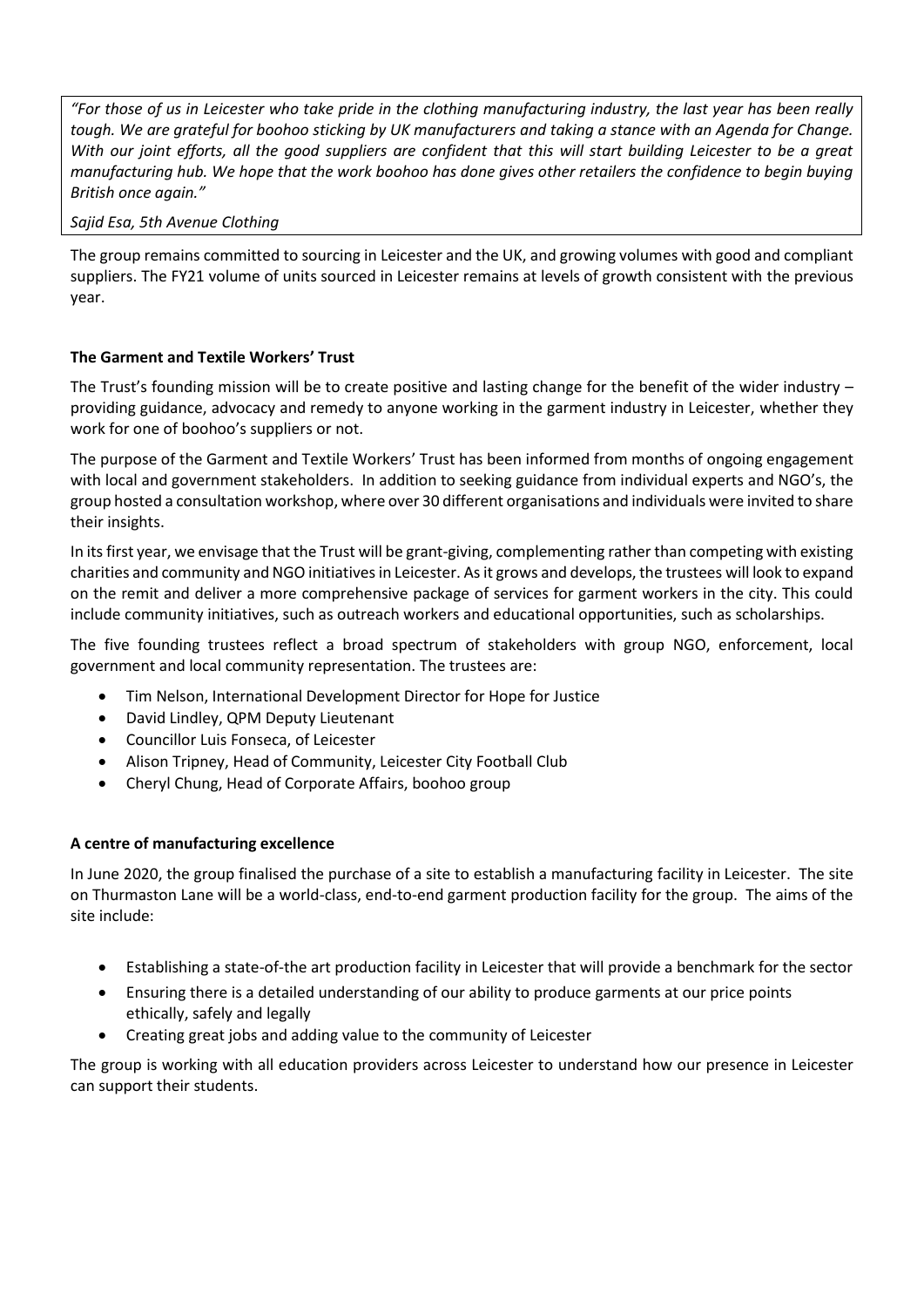*"For those of us in Leicester who take pride in the clothing manufacturing industry, the last year has been really tough. We are grateful for boohoo sticking by UK manufacturers and taking a stance with an Agenda for Change. With our joint efforts, all the good suppliers are confident that this will start building Leicester to be a great manufacturing hub. We hope that the work boohoo has done gives other retailers the confidence to begin buying British once again."*

*Sajid Esa, 5th Avenue Clothing*

The group remains committed to sourcing in Leicester and the UK, and growing volumes with good and compliant suppliers. The FY21 volume of units sourced in Leicester remains at levels of growth consistent with the previous year.

**The Garment and Textile Workers' Trust**

The Trust's founding mission will be to create positive and lasting change for the benefit of the wider industry – providing guidance, advocacy and remedy to anyone working in the garment industry in Leicester, whether they work for one of boohoo's suppliers or not.

The purpose of the Garment and Textile Workers' Trust has been informed from months of ongoing engagement with local and government stakeholders. In addition to seeking guidance from individual experts and NGO's, the group hosted a consultation workshop, where over 30 different organisations and individuals were invited to share their insights.

In its first year, we envisage that the Trust will be grant-giving, complementing rather than competing with existing charities and community and NGO initiatives in Leicester. As it grows and develops, the trustees will look to expand on the remit and deliver a more comprehensive package of services for garment workers in the city. This could include community initiatives, such as outreach workers and educational opportunities, such as scholarships.

The five founding trustees reflect a broad spectrum of stakeholders with group NGO, enforcement, local government and local community representation. The trustees are:

- Tim Nelson, International Development Director for Hope for Justice
- David Lindley, QPM Deputy Lieutenant
- Councillor Luis Fonseca, of Leicester
- Alison Tripney, Head of Community, Leicester City Football Club
- Cheryl Chung, Head of Corporate Affairs, boohoo group

**A centre of manufacturing excellence**

In June 2020, the group finalised the purchase of a site to establish a manufacturing facility in Leicester. The site on Thurmaston Lane will be a world-class, end-to-end garment production facility for the group. The aims of the site include:

- Establishing a state-of-the art production facility in Leicester that will provide a benchmark for the sector
- Ensuring there is a detailed understanding of our ability to produce garments at our price points ethically, safely and legally
- Creating great jobs and adding value to the community of Leicester

The group is working with all education providers across Leicester to understand how our presence in Leicester can support their students.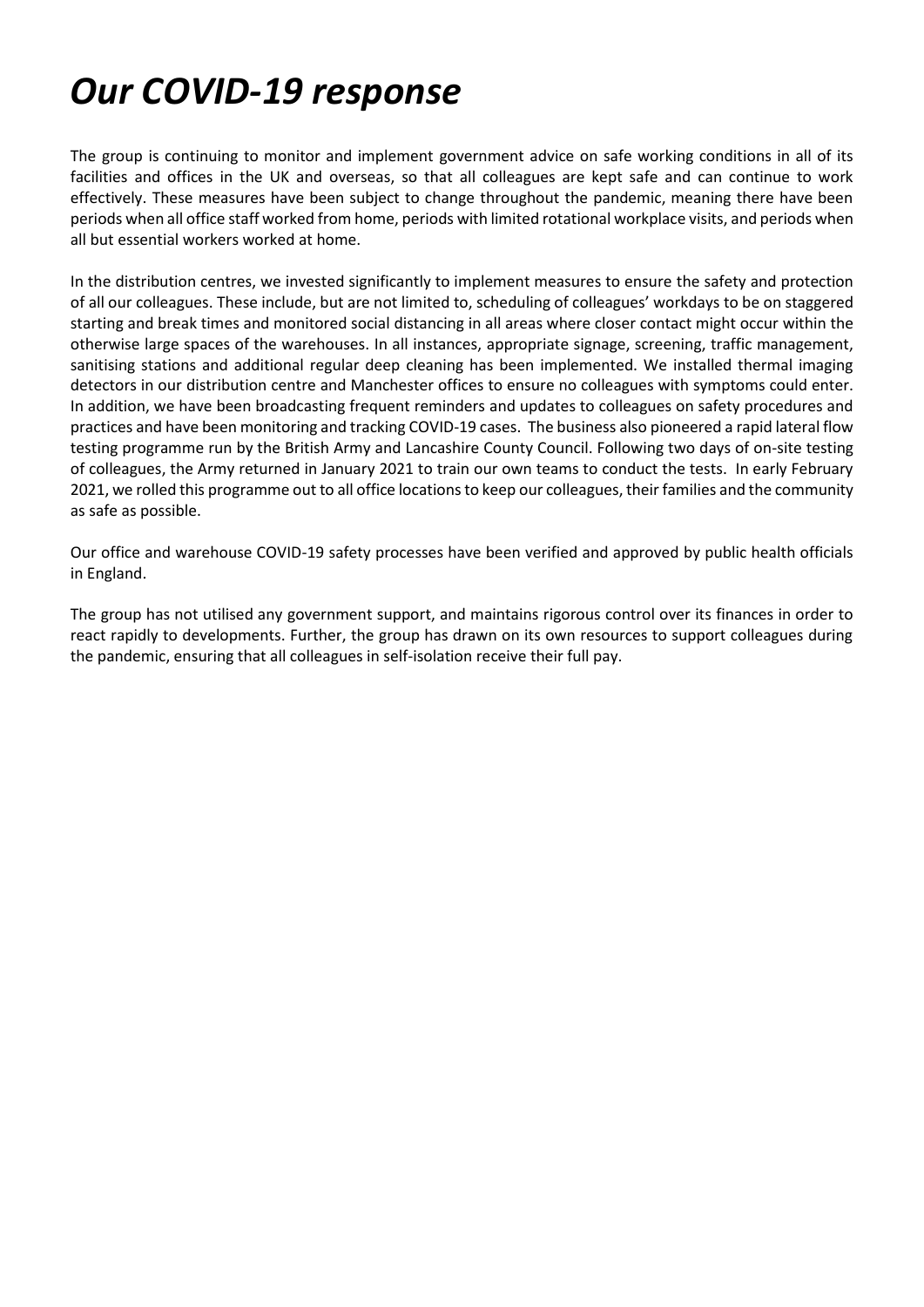# *Our COVID-19 response*

The group is continuing to monitor and implement government advice on safe working conditions in all of its facilities and offices in the UK and overseas, so that all colleagues are kept safe and can continue to work effectively. These measures have been subject to change throughout the pandemic, meaning there have been periods when all office staff worked from home, periods with limited rotational workplace visits, and periods when all but essential workers worked at home.

In the distribution centres, we invested significantly to implement measures to ensure the safety and protection of all our colleagues. These include, but are not limited to, scheduling of colleagues' workdays to be on staggered starting and break times and monitored social distancing in all areas where closer contact might occur within the otherwise large spaces of the warehouses. In all instances, appropriate signage, screening, traffic management, sanitising stations and additional regular deep cleaning has been implemented. We installed thermal imaging detectors in our distribution centre and Manchester offices to ensure no colleagues with symptoms could enter. In addition, we have been broadcasting frequent reminders and updates to colleagues on safety procedures and practices and have been monitoring and tracking COVID-19 cases. The business also pioneered a rapid lateral flow testing programme run by the British Army and Lancashire County Council. Following two days of on-site testing of colleagues, the Army returned in January 2021 to train our own teams to conduct the tests. In early February 2021, we rolled this programme out to all office locations to keep our colleagues, their families and the community as safe as possible.

Our office and warehouse COVID-19 safety processes have been verified and approved by public health officials in England.

The group has not utilised any government support, and maintains rigorous control over its finances in order to react rapidly to developments. Further, the group has drawn on its own resources to support colleagues during the pandemic, ensuring that all colleagues in self-isolation receive their full pay.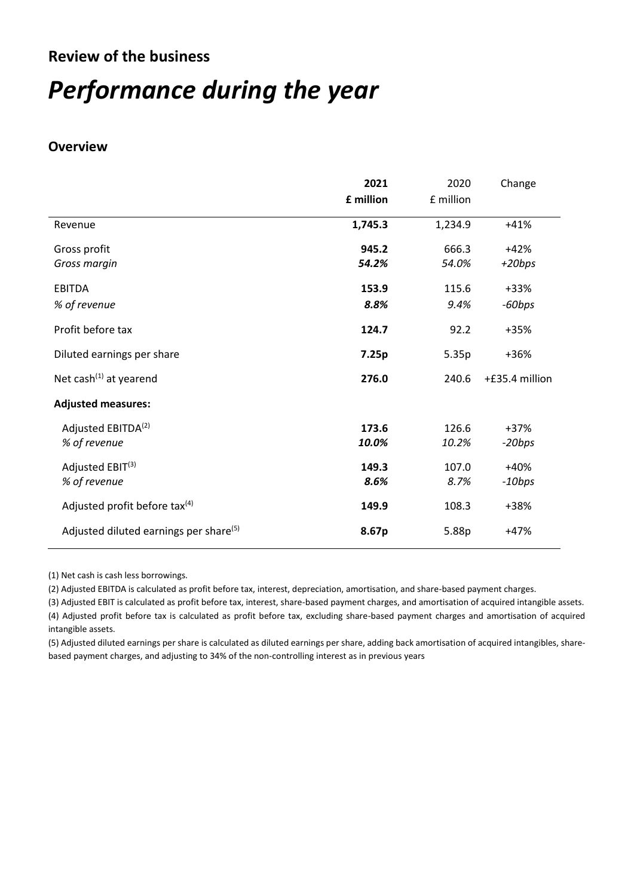## Review of the business

# *Performance during the year*

### Overview

| | **2021** **£ million** | 2020 £ million | Change |
|---|---|---|---|
| Revenue | **1,745.3** | 1,234.9 | +41% |
| Gross profit | **945.2** | 666.3 | +42% |
| *Gross margin* | ***54.2%*** | *54.0%* | *+20bps* |
| EBITDA | **153.9** | 115.6 | +33% |
| *% of revenue* | ***8.8%*** | *9.4%* | *-60bps* |
| Profit before tax | **124.7** | 92.2 | +35% |
| Diluted earnings per share | **7.25p** | 5.35p | +36% |
| Net cash[1] at yearend | **276.0** | 240.6 | +£35.4 million |
| **Adjusted measures:** | | | |
| Adjusted EBITDA[2] | **173.6** | 126.6 | +37% |
| *% of revenue* | ***10.0%*** | *10.2%* | *-20bps* |
| Adjusted EBIT[3] | **149.3** | 107.0 | +40% |
| *% of revenue* | ***8.6%*** | *8.7%* | *-10bps* |
| Adjusted profit before tax[4] | **149.9** | 108.3 | +38% |
| Adjusted diluted earnings per share[5] | **8.67p** | 5.88p | +47% |

(1) Net cash is cash less borrowings.

(2) Adjusted EBITDA is calculated as profit before tax, interest, depreciation, amortisation, and share-based payment charges.

(3) Adjusted EBIT is calculated as profit before tax, interest, share-based payment charges, and amortisation of acquired intangible assets.

(4) Adjusted profit before tax is calculated as profit before tax, excluding share-based payment charges and amortisation of acquired intangible assets.

(5) Adjusted diluted earnings per share is calculated as diluted earnings per share, adding back amortisation of acquired intangibles, share-based payment charges, and adjusting to 34% of the non-controlling interest as in previous years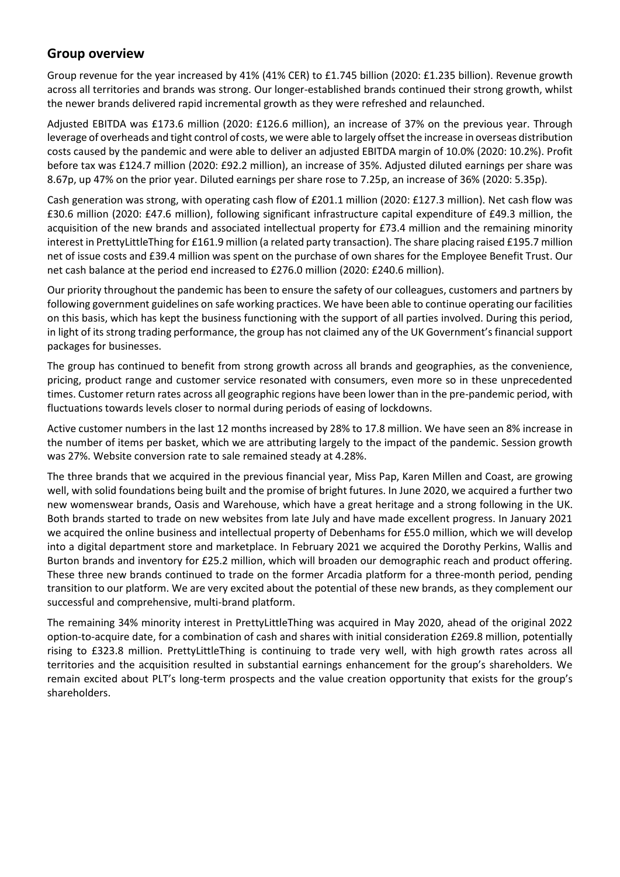## Group overview

Group revenue for the year increased by 41% (41% CER) to £1.745 billion (2020: £1.235 billion). Revenue growth across all territories and brands was strong. Our longer-established brands continued their strong growth, whilst the newer brands delivered rapid incremental growth as they were refreshed and relaunched.

Adjusted EBITDA was £173.6 million (2020: £126.6 million), an increase of 37% on the previous year. Through leverage of overheads and tight control of costs, we were able to largely offset the increase in overseas distribution costs caused by the pandemic and were able to deliver an adjusted EBITDA margin of 10.0% (2020: 10.2%). Profit before tax was £124.7 million (2020: £92.2 million), an increase of 35%. Adjusted diluted earnings per share was 8.67p, up 47% on the prior year. Diluted earnings per share rose to 7.25p, an increase of 36% (2020: 5.35p).

Cash generation was strong, with operating cash flow of £201.1 million (2020: £127.3 million). Net cash flow was £30.6 million (2020: £47.6 million), following significant infrastructure capital expenditure of £49.3 million, the acquisition of the new brands and associated intellectual property for £73.4 million and the remaining minority interest in PrettyLittleThing for £161.9 million (a related party transaction). The share placing raised £195.7 million net of issue costs and £39.4 million was spent on the purchase of own shares for the Employee Benefit Trust. Our net cash balance at the period end increased to £276.0 million (2020: £240.6 million).

Our priority throughout the pandemic has been to ensure the safety of our colleagues, customers and partners by following government guidelines on safe working practices. We have been able to continue operating our facilities on this basis, which has kept the business functioning with the support of all parties involved. During this period, in light of its strong trading performance, the group has not claimed any of the UK Government's financial support packages for businesses.

The group has continued to benefit from strong growth across all brands and geographies, as the convenience, pricing, product range and customer service resonated with consumers, even more so in these unprecedented times. Customer return rates across all geographic regions have been lower than in the pre-pandemic period, with fluctuations towards levels closer to normal during periods of easing of lockdowns.

Active customer numbers in the last 12 months increased by 28% to 17.8 million. We have seen an 8% increase in the number of items per basket, which we are attributing largely to the impact of the pandemic. Session growth was 27%. Website conversion rate to sale remained steady at 4.28%.

The three brands that we acquired in the previous financial year, Miss Pap, Karen Millen and Coast, are growing well, with solid foundations being built and the promise of bright futures. In June 2020, we acquired a further two new womenswear brands, Oasis and Warehouse, which have a great heritage and a strong following in the UK. Both brands started to trade on new websites from late July and have made excellent progress. In January 2021 we acquired the online business and intellectual property of Debenhams for £55.0 million, which we will develop into a digital department store and marketplace. In February 2021 we acquired the Dorothy Perkins, Wallis and Burton brands and inventory for £25.2 million, which will broaden our demographic reach and product offering. These three new brands continued to trade on the former Arcadia platform for a three-month period, pending transition to our platform. We are very excited about the potential of these new brands, as they complement our successful and comprehensive, multi-brand platform.

The remaining 34% minority interest in PrettyLittleThing was acquired in May 2020, ahead of the original 2022 option-to-acquire date, for a combination of cash and shares with initial consideration £269.8 million, potentially rising to £323.8 million. PrettyLittleThing is continuing to trade very well, with high growth rates across all territories and the acquisition resulted in substantial earnings enhancement for the group's shareholders. We remain excited about PLT's long-term prospects and the value creation opportunity that exists for the group's shareholders.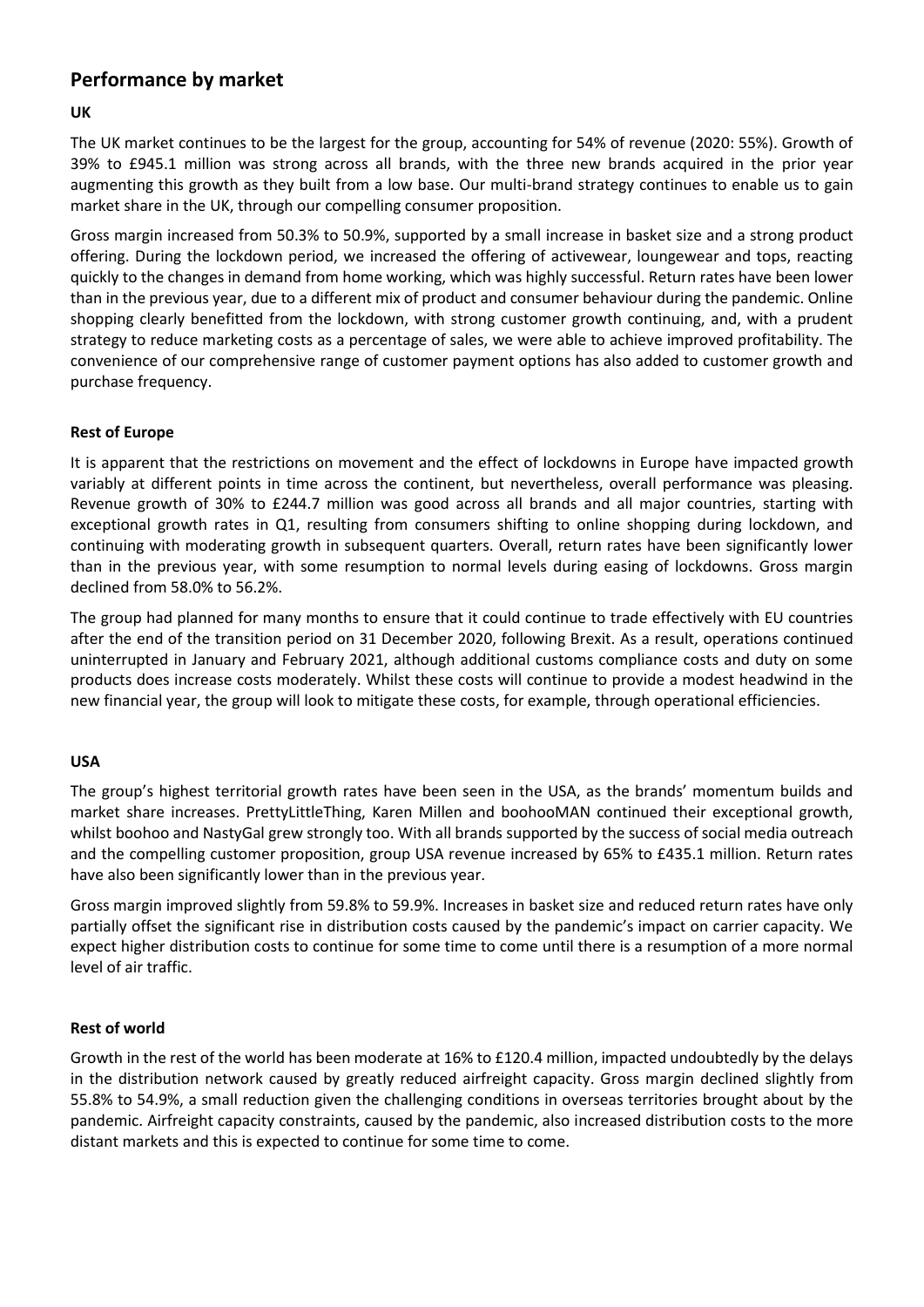## Performance by market

**UK**

The UK market continues to be the largest for the group, accounting for 54% of revenue (2020: 55%). Growth of 39% to £945.1 million was strong across all brands, with the three new brands acquired in the prior year augmenting this growth as they built from a low base. Our multi-brand strategy continues to enable us to gain market share in the UK, through our compelling consumer proposition.

Gross margin increased from 50.3% to 50.9%, supported by a small increase in basket size and a strong product offering. During the lockdown period, we increased the offering of activewear, loungewear and tops, reacting quickly to the changes in demand from home working, which was highly successful. Return rates have been lower than in the previous year, due to a different mix of product and consumer behaviour during the pandemic. Online shopping clearly benefitted from the lockdown, with strong customer growth continuing, and, with a prudent strategy to reduce marketing costs as a percentage of sales, we were able to achieve improved profitability. The convenience of our comprehensive range of customer payment options has also added to customer growth and purchase frequency.

**Rest of Europe**

It is apparent that the restrictions on movement and the effect of lockdowns in Europe have impacted growth variably at different points in time across the continent, but nevertheless, overall performance was pleasing. Revenue growth of 30% to £244.7 million was good across all brands and all major countries, starting with exceptional growth rates in Q1, resulting from consumers shifting to online shopping during lockdown, and continuing with moderating growth in subsequent quarters. Overall, return rates have been significantly lower than in the previous year, with some resumption to normal levels during easing of lockdowns. Gross margin declined from 58.0% to 56.2%.

The group had planned for many months to ensure that it could continue to trade effectively with EU countries after the end of the transition period on 31 December 2020, following Brexit. As a result, operations continued uninterrupted in January and February 2021, although additional customs compliance costs and duty on some products does increase costs moderately. Whilst these costs will continue to provide a modest headwind in the new financial year, the group will look to mitigate these costs, for example, through operational efficiencies.

**USA**

The group's highest territorial growth rates have been seen in the USA, as the brands' momentum builds and market share increases. PrettyLittleThing, Karen Millen and boohooMAN continued their exceptional growth, whilst boohoo and NastyGal grew strongly too. With all brands supported by the success of social media outreach and the compelling customer proposition, group USA revenue increased by 65% to £435.1 million. Return rates have also been significantly lower than in the previous year.

Gross margin improved slightly from 59.8% to 59.9%. Increases in basket size and reduced return rates have only partially offset the significant rise in distribution costs caused by the pandemic's impact on carrier capacity. We expect higher distribution costs to continue for some time to come until there is a resumption of a more normal level of air traffic.

**Rest of world**

Growth in the rest of the world has been moderate at 16% to £120.4 million, impacted undoubtedly by the delays in the distribution network caused by greatly reduced airfreight capacity. Gross margin declined slightly from 55.8% to 54.9%, a small reduction given the challenging conditions in overseas territories brought about by the pandemic. Airfreight capacity constraints, caused by the pandemic, also increased distribution costs to the more distant markets and this is expected to continue for some time to come.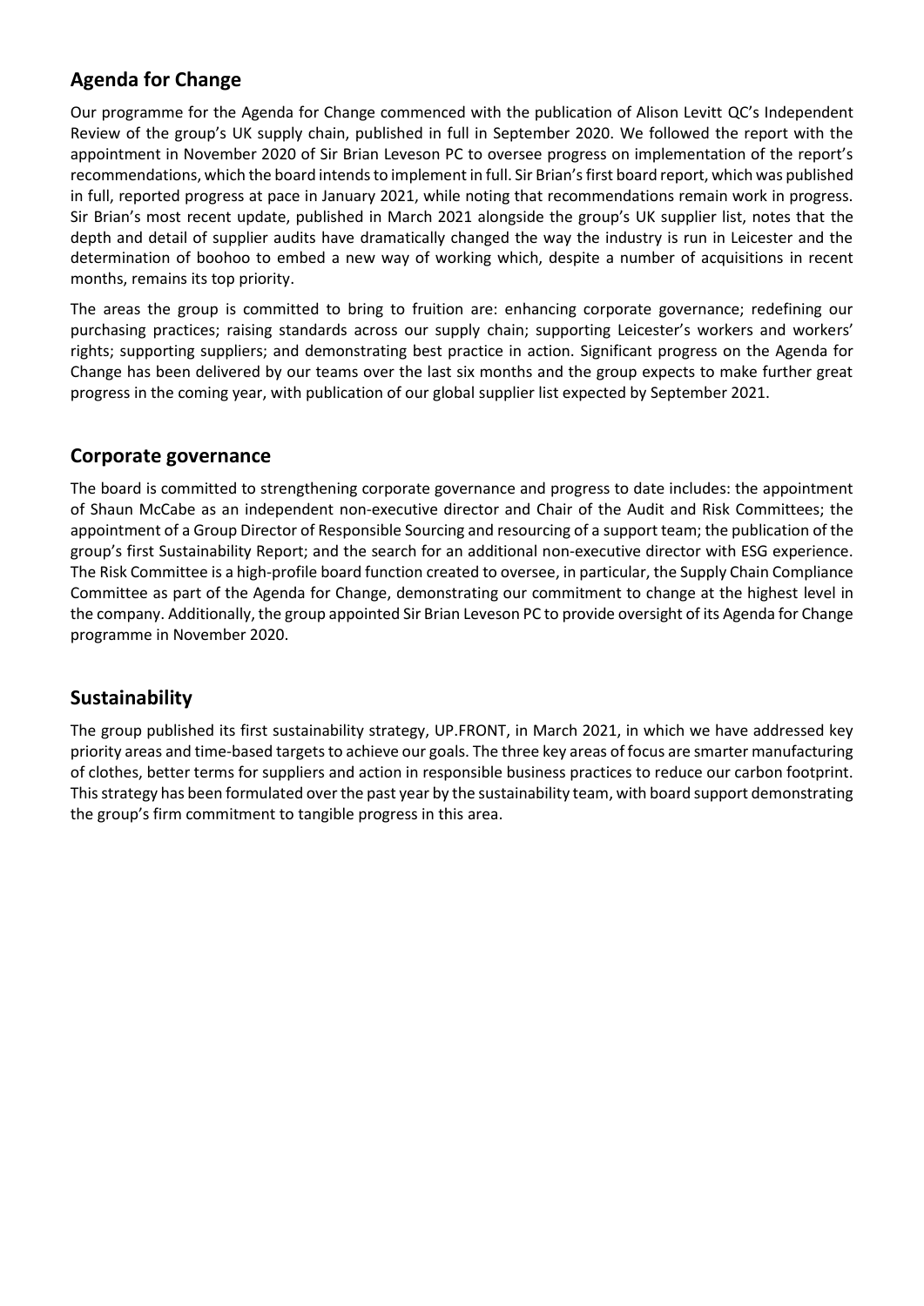## Agenda for Change

Our programme for the Agenda for Change commenced with the publication of Alison Levitt QC's Independent Review of the group's UK supply chain, published in full in September 2020. We followed the report with the appointment in November 2020 of Sir Brian Leveson PC to oversee progress on implementation of the report's recommendations, which the board intends to implement in full. Sir Brian's first board report, which was published in full, reported progress at pace in January 2021, while noting that recommendations remain work in progress. Sir Brian's most recent update, published in March 2021 alongside the group's UK supplier list, notes that the depth and detail of supplier audits have dramatically changed the way the industry is run in Leicester and the determination of boohoo to embed a new way of working which, despite a number of acquisitions in recent months, remains its top priority.

The areas the group is committed to bring to fruition are: enhancing corporate governance; redefining our purchasing practices; raising standards across our supply chain; supporting Leicester's workers and workers' rights; supporting suppliers; and demonstrating best practice in action. Significant progress on the Agenda for Change has been delivered by our teams over the last six months and the group expects to make further great progress in the coming year, with publication of our global supplier list expected by September 2021.

## Corporate governance

The board is committed to strengthening corporate governance and progress to date includes: the appointment of Shaun McCabe as an independent non-executive director and Chair of the Audit and Risk Committees; the appointment of a Group Director of Responsible Sourcing and resourcing of a support team; the publication of the group's first Sustainability Report; and the search for an additional non-executive director with ESG experience. The Risk Committee is a high-profile board function created to oversee, in particular, the Supply Chain Compliance Committee as part of the Agenda for Change, demonstrating our commitment to change at the highest level in the company. Additionally, the group appointed Sir Brian Leveson PC to provide oversight of its Agenda for Change programme in November 2020.

## Sustainability

The group published its first sustainability strategy, UP.FRONT, in March 2021, in which we have addressed key priority areas and time-based targets to achieve our goals. The three key areas of focus are smarter manufacturing of clothes, better terms for suppliers and action in responsible business practices to reduce our carbon footprint. This strategy has been formulated over the past year by the sustainability team, with board support demonstrating the group's firm commitment to tangible progress in this area.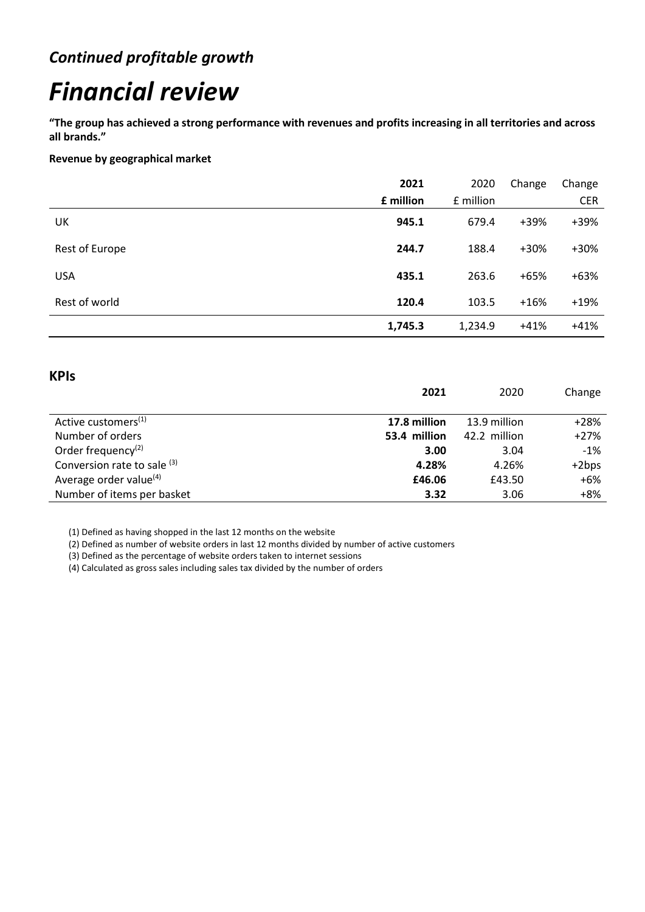## *Continued profitable growth*

# *Financial review*

**"The group has achieved a strong performance with revenues and profits increasing in all territories and across all brands."**

**Revenue by geographical market**

| | **2021** | 2020 | Change | Change |
|---|---|---|---|---|
| | **£ million** | £ million | | CER |
| UK | **945.1** | 679.4 | +39% | +39% |
| Rest of Europe | **244.7** | 188.4 | +30% | +30% |
| USA | **435.1** | 263.6 | +65% | +63% |
| Rest of world | **120.4** | 103.5 | +16% | +19% |
| | **1,745.3** | 1,234.9 | +41% | +41% |

## KPIs

| | **2021** | 2020 | Change |
|---|---|---|---|
| Active customers[1] | **17.8 million** | 13.9 million | +28% |
| Number of orders | **53.4 million** | 42.2 million | +27% |
| Order frequency[2] | **3.00** | 3.04 | -1% |
| Conversion rate to sale [3] | **4.28%** | 4.26% | +2bps |
| Average order value[4] | **£46.06** | £43.50 | +6% |
| Number of items per basket | **3.32** | 3.06 | +8% |

(1) Defined as having shopped in the last 12 months on the website

(2) Defined as number of website orders in last 12 months divided by number of active customers

(3) Defined as the percentage of website orders taken to internet sessions

(4) Calculated as gross sales including sales tax divided by the number of orders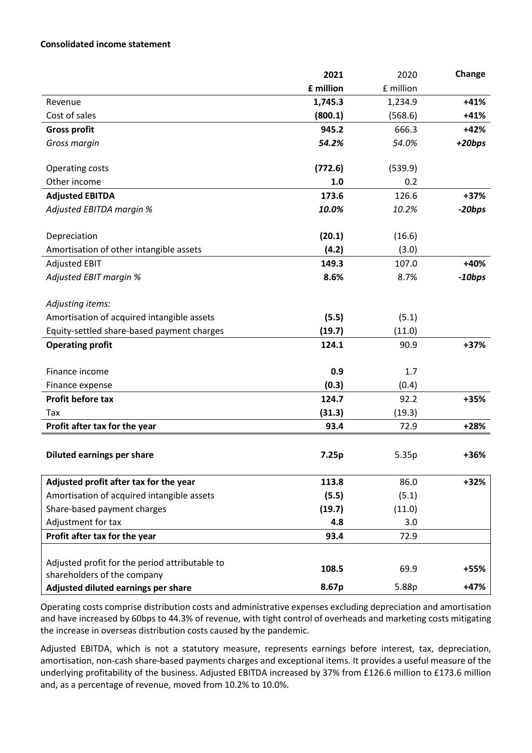**Consolidated income statement**

| | 2021 £ million | 2020 £ million | Change |
|---|---|---|---|
| Revenue | **1,745.3** | 1,234.9 | **+41%** |
| Cost of sales | **(800.1)** | (568.6) | **+41%** |
| **Gross profit** | **945.2** | 666.3 | **+42%** |
| *Gross margin* | ***54.2%*** | *54.0%* | ***+20bps*** |
| | | | |
| Operating costs | **(772.6)** | (539.9) | |
| Other income | **1.0** | 0.2 | |
| **Adjusted EBITDA** | **173.6** | 126.6 | **+37%** |
| *Adjusted EBITDA margin %* | ***10.0%*** | *10.2%* | ***-20bps*** |
| | | | |
| Depreciation | **(20.1)** | (16.6) | |
| Amortisation of other intangible assets | **(4.2)** | (3.0) | |
| Adjusted EBIT | **149.3** | 107.0 | **+40%** |
| *Adjusted EBIT margin %* | **8.6%** | 8.7% | ***-10bps*** |
| | | | |
| *Adjusting items:* | | | |
| Amortisation of acquired intangible assets | **(5.5)** | (5.1) | |
| Equity-settled share-based payment charges | **(19.7)** | (11.0) | |
| **Operating profit** | **124.1** | 90.9 | **+37%** |
| | | | |
| Finance income | **0.9** | 1.7 | |
| Finance expense | **(0.3)** | (0.4) | |
| **Profit before tax** | **124.7** | 92.2 | **+35%** |
| Tax | **(31.3)** | (19.3) | |
| **Profit after tax for the year** | **93.4** | 72.9 | **+28%** |
| | | | |
| **Diluted earnings per share** | **7.25p** | 5.35p | **+36%** |
| | | | |
| **Adjusted profit after tax for the year** | **113.8** | 86.0 | **+32%** |
| Amortisation of acquired intangible assets | **(5.5)** | (5.1) | |
| Share-based payment charges | **(19.7)** | (11.0) | |
| Adjustment for tax | **4.8** | 3.0 | |
| **Profit after tax for the year** | **93.4** | 72.9 | |
| | | | |
| Adjusted profit for the period attributable to shareholders of the company | **108.5** | 69.9 | **+55%** |
| **Adjusted diluted earnings per share** | **8.67p** | 5.88p | **+47%** |

Operating costs comprise distribution costs and administrative expenses excluding depreciation and amortisation and have increased by 60bps to 44.3% of revenue, with tight control of overheads and marketing costs mitigating the increase in overseas distribution costs caused by the pandemic.

Adjusted EBITDA, which is not a statutory measure, represents earnings before interest, tax, depreciation, amortisation, non-cash share-based payments charges and exceptional items. It provides a useful measure of the underlying profitability of the business. Adjusted EBITDA increased by 37% from £126.6 million to £173.6 million and, as a percentage of revenue, moved from 10.2% to 10.0%.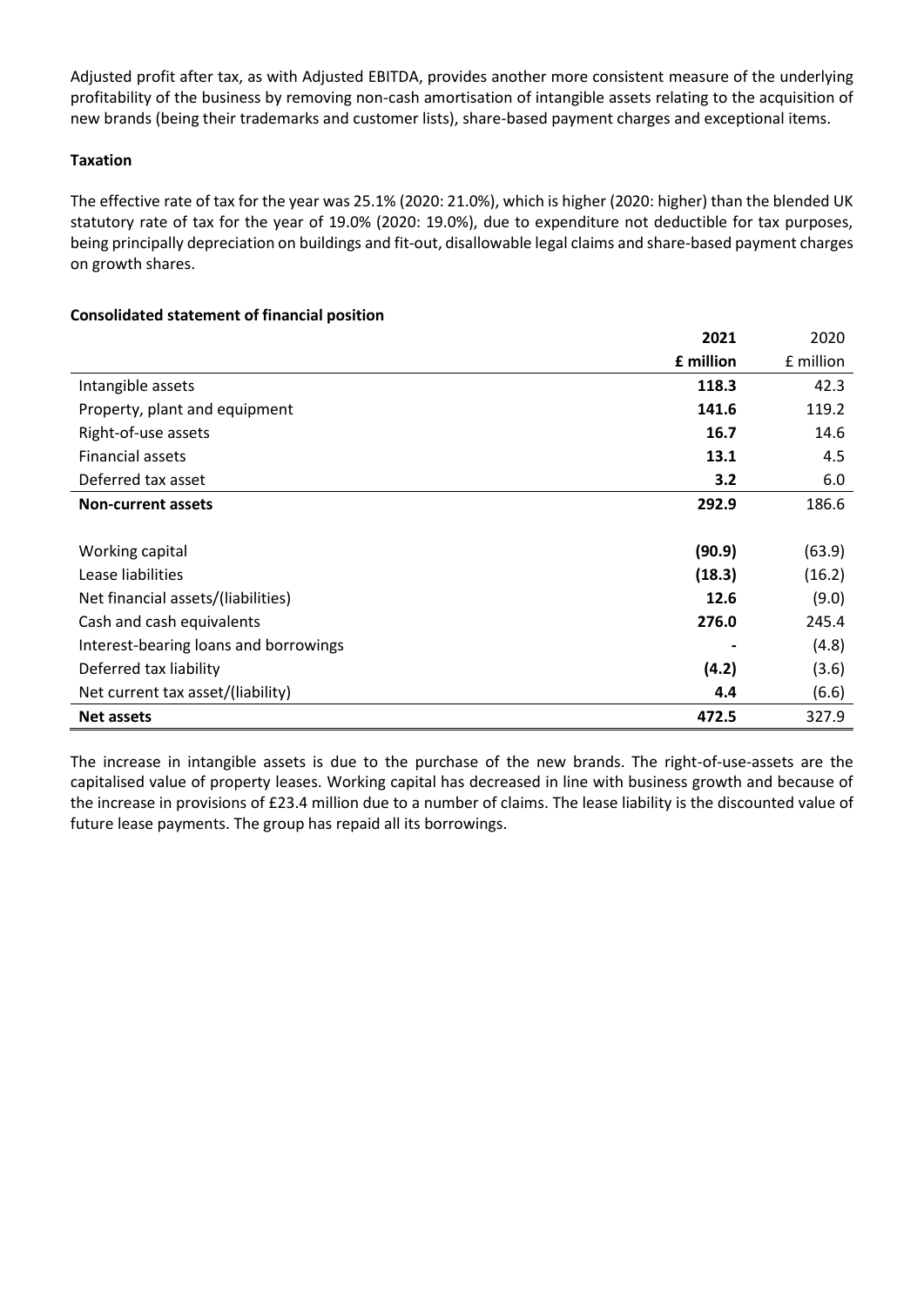Adjusted profit after tax, as with Adjusted EBITDA, provides another more consistent measure of the underlying profitability of the business by removing non-cash amortisation of intangible assets relating to the acquisition of new brands (being their trademarks and customer lists), share-based payment charges and exceptional items.

**Taxation**

The effective rate of tax for the year was 25.1% (2020: 21.0%), which is higher (2020: higher) than the blended UK statutory rate of tax for the year of 19.0% (2020: 19.0%), due to expenditure not deductible for tax purposes, being principally depreciation on buildings and fit-out, disallowable legal claims and share-based payment charges on growth shares.

**Consolidated statement of financial position**

| | **2021** | 2020 |
|---|---|---|
| | **£ million** | £ million |
| Intangible assets | **118.3** | 42.3 |
| Property, plant and equipment | **141.6** | 119.2 |
| Right-of-use assets | **16.7** | 14.6 |
| Financial assets | **13.1** | 4.5 |
| Deferred tax asset | **3.2** | 6.0 |
| **Non-current assets** | **292.9** | 186.6 |
| | | |
| Working capital | **(90.9)** | (63.9) |
| Lease liabilities | **(18.3)** | (16.2) |
| Net financial assets/(liabilities) | **12.6** | (9.0) |
| Cash and cash equivalents | **276.0** | 245.4 |
| Interest-bearing loans and borrowings | **-** | (4.8) |
| Deferred tax liability | **(4.2)** | (3.6) |
| Net current tax asset/(liability) | **4.4** | (6.6) |
| **Net assets** | **472.5** | 327.9 |

The increase in intangible assets is due to the purchase of the new brands. The right-of-use-assets are the capitalised value of property leases. Working capital has decreased in line with business growth and because of the increase in provisions of £23.4 million due to a number of claims. The lease liability is the discounted value of future lease payments. The group has repaid all its borrowings.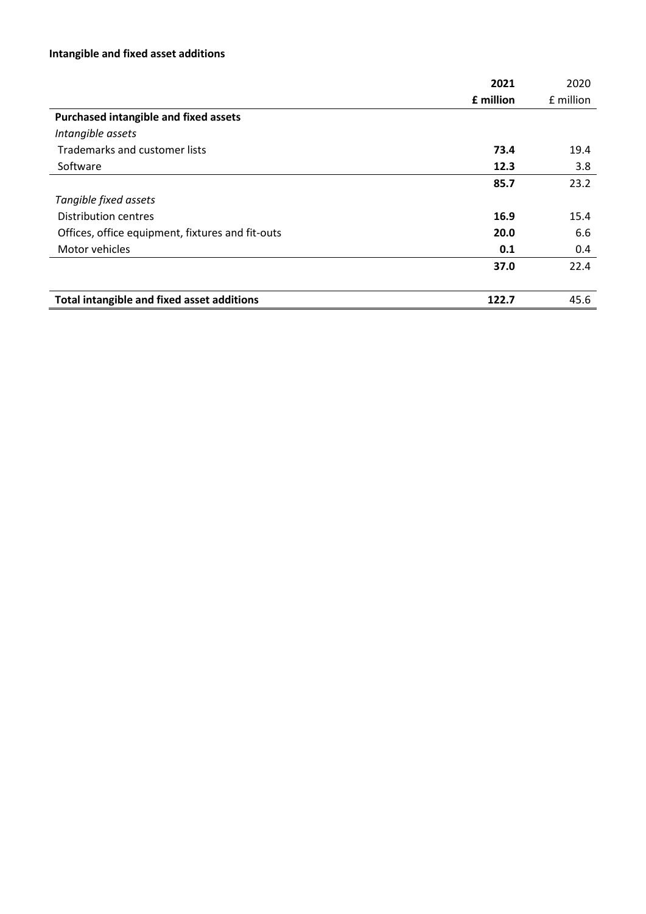**Intangible and fixed asset additions**

| | **2021** | 2020 |
|---|---|---|
| | **£ million** | £ million |
| **Purchased intangible and fixed assets** | | |
| *Intangible assets* | | |
| Trademarks and customer lists | **73.4** | 19.4 |
| Software | **12.3** | 3.8 |
| | **85.7** | 23.2 |
| *Tangible fixed assets* | | |
| Distribution centres | **16.9** | 15.4 |
| Offices, office equipment, fixtures and fit-outs | **20.0** | 6.6 |
| Motor vehicles | **0.1** | 0.4 |
| | **37.0** | 22.4 |
| **Total intangible and fixed asset additions** | **122.7** | 45.6 |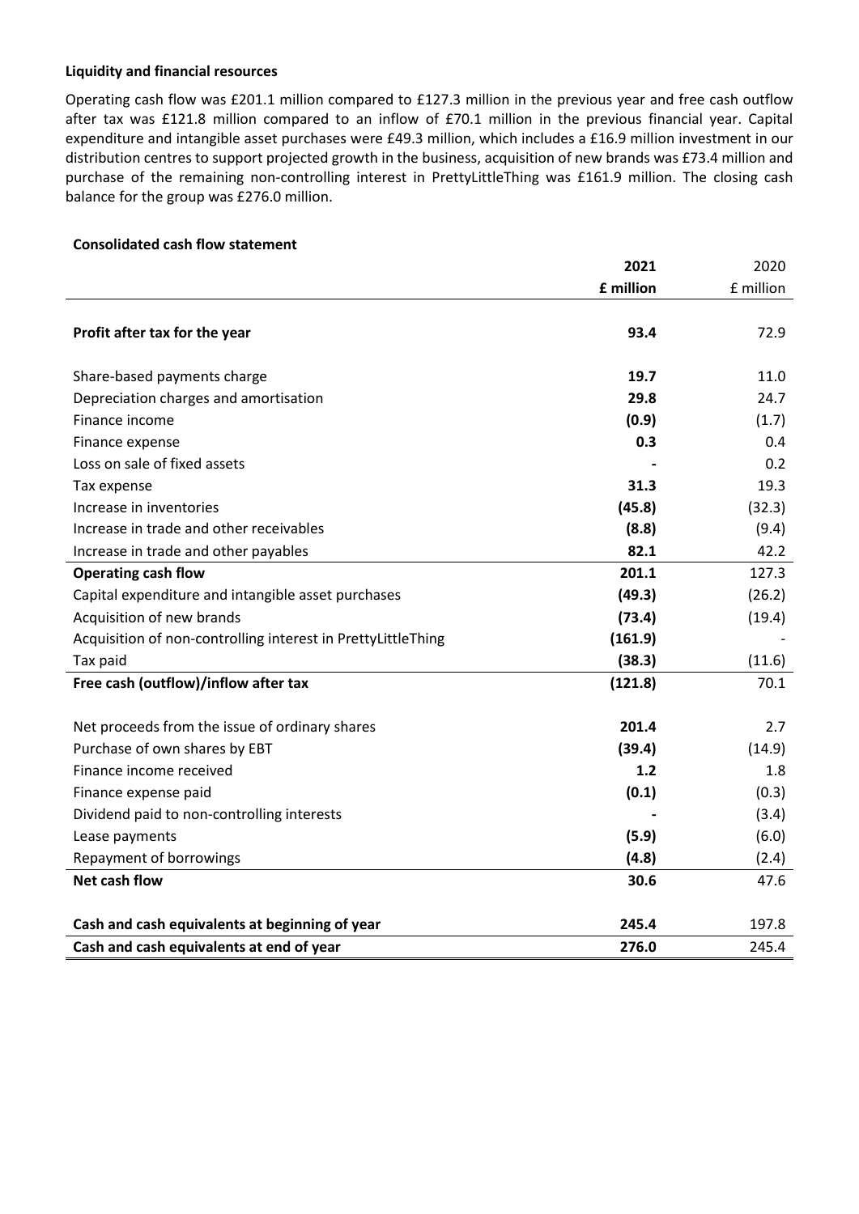**Liquidity and financial resources**

Operating cash flow was £201.1 million compared to £127.3 million in the previous year and free cash outflow after tax was £121.8 million compared to an inflow of £70.1 million in the previous financial year. Capital expenditure and intangible asset purchases were £49.3 million, which includes a £16.9 million investment in our distribution centres to support projected growth in the business, acquisition of new brands was £73.4 million and purchase of the remaining non-controlling interest in PrettyLittleThing was £161.9 million. The closing cash balance for the group was £276.0 million.

**Consolidated cash flow statement**

| | **2021** | 2020 |
|---|---|---|
| | **£ million** | £ million |
| **Profit after tax for the year** | **93.4** | 72.9 |
| Share-based payments charge | **19.7** | 11.0 |
| Depreciation charges and amortisation | **29.8** | 24.7 |
| Finance income | **(0.9)** | (1.7) |
| Finance expense | **0.3** | 0.4 |
| Loss on sale of fixed assets | **-** | 0.2 |
| Tax expense | **31.3** | 19.3 |
| Increase in inventories | **(45.8)** | (32.3) |
| Increase in trade and other receivables | **(8.8)** | (9.4) |
| Increase in trade and other payables | **82.1** | 42.2 |
| **Operating cash flow** | **201.1** | 127.3 |
| Capital expenditure and intangible asset purchases | **(49.3)** | (26.2) |
| Acquisition of new brands | **(73.4)** | (19.4) |
| Acquisition of non-controlling interest in PrettyLittleThing | **(161.9)** | - |
| Tax paid | **(38.3)** | (11.6) |
| **Free cash (outflow)/inflow after tax** | **(121.8)** | 70.1 |
| Net proceeds from the issue of ordinary shares | **201.4** | 2.7 |
| Purchase of own shares by EBT | **(39.4)** | (14.9) |
| Finance income received | **1.2** | 1.8 |
| Finance expense paid | **(0.1)** | (0.3) |
| Dividend paid to non-controlling interests | **-** | (3.4) |
| Lease payments | **(5.9)** | (6.0) |
| Repayment of borrowings | **(4.8)** | (2.4) |
| **Net cash flow** | **30.6** | 47.6 |
| **Cash and cash equivalents at beginning of year** | **245.4** | 197.8 |
| **Cash and cash equivalents at end of year** | **276.0** | 245.4 |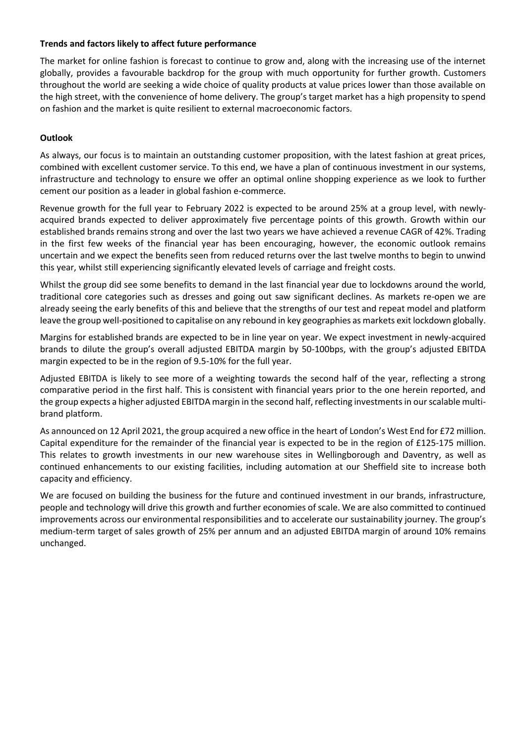**Trends and factors likely to affect future performance**

The market for online fashion is forecast to continue to grow and, along with the increasing use of the internet globally, provides a favourable backdrop for the group with much opportunity for further growth. Customers throughout the world are seeking a wide choice of quality products at value prices lower than those available on the high street, with the convenience of home delivery. The group's target market has a high propensity to spend on fashion and the market is quite resilient to external macroeconomic factors.

**Outlook**

As always, our focus is to maintain an outstanding customer proposition, with the latest fashion at great prices, combined with excellent customer service. To this end, we have a plan of continuous investment in our systems, infrastructure and technology to ensure we offer an optimal online shopping experience as we look to further cement our position as a leader in global fashion e-commerce.

Revenue growth for the full year to February 2022 is expected to be around 25% at a group level, with newly-acquired brands expected to deliver approximately five percentage points of this growth. Growth within our established brands remains strong and over the last two years we have achieved a revenue CAGR of 42%. Trading in the first few weeks of the financial year has been encouraging, however, the economic outlook remains uncertain and we expect the benefits seen from reduced returns over the last twelve months to begin to unwind this year, whilst still experiencing significantly elevated levels of carriage and freight costs.

Whilst the group did see some benefits to demand in the last financial year due to lockdowns around the world, traditional core categories such as dresses and going out saw significant declines. As markets re-open we are already seeing the early benefits of this and believe that the strengths of our test and repeat model and platform leave the group well-positioned to capitalise on any rebound in key geographies as markets exit lockdown globally.

Margins for established brands are expected to be in line year on year. We expect investment in newly-acquired brands to dilute the group's overall adjusted EBITDA margin by 50-100bps, with the group's adjusted EBITDA margin expected to be in the region of 9.5-10% for the full year.

Adjusted EBITDA is likely to see more of a weighting towards the second half of the year, reflecting a strong comparative period in the first half. This is consistent with financial years prior to the one herein reported, and the group expects a higher adjusted EBITDA margin in the second half, reflecting investments in our scalable multi-brand platform.

As announced on 12 April 2021, the group acquired a new office in the heart of London's West End for £72 million. Capital expenditure for the remainder of the financial year is expected to be in the region of £125-175 million. This relates to growth investments in our new warehouse sites in Wellingborough and Daventry, as well as continued enhancements to our existing facilities, including automation at our Sheffield site to increase both capacity and efficiency.

We are focused on building the business for the future and continued investment in our brands, infrastructure, people and technology will drive this growth and further economies of scale. We are also committed to continued improvements across our environmental responsibilities and to accelerate our sustainability journey. The group's medium-term target of sales growth of 25% per annum and an adjusted EBITDA margin of around 10% remains unchanged.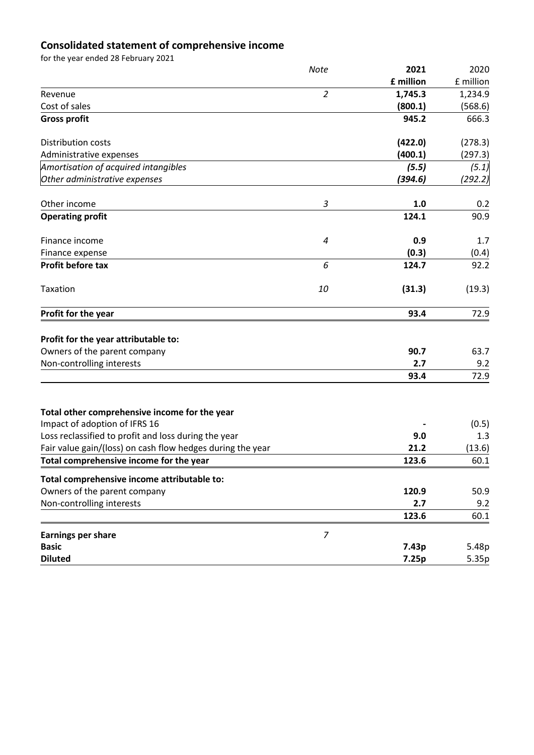# Consolidated statement of comprehensive income

for the year ended 28 February 2021

| | *Note* | **2021** | 2020 |
|---|---|---|---|
| | | **£ million** | £ million |
| Revenue | *2* | **1,745.3** | 1,234.9 |
| Cost of sales | | **(800.1)** | (568.6) |
| **Gross profit** | | **945.2** | 666.3 |
| | | | |
| Distribution costs | | **(422.0)** | (278.3) |
| Administrative expenses | | **(400.1)** | (297.3) |
| *Amortisation of acquired intangibles* | | ***(5.5)*** | *(5.1)* |
| *Other administrative expenses* | | ***(394.6)*** | *(292.2)* |
| | | | |
| Other income | *3* | **1.0** | 0.2 |
| **Operating profit** | | **124.1** | 90.9 |
| | | | |
| Finance income | *4* | **0.9** | 1.7 |
| Finance expense | | **(0.3)** | (0.4) |
| **Profit before tax** | *6* | **124.7** | 92.2 |
| | | | |
| Taxation | *10* | **(31.3)** | (19.3) |
| | | | |
| **Profit for the year** | | **93.4** | 72.9 |
| | | | |
| **Profit for the year attributable to:** | | | |
| Owners of the parent company | | **90.7** | 63.7 |
| Non-controlling interests | | **2.7** | 9.2 |
| | | **93.4** | 72.9 |
| | | | |
| **Total other comprehensive income for the year** | | | |
| Impact of adoption of IFRS 16 | | **-** | (0.5) |
| Loss reclassified to profit and loss during the year | | **9.0** | 1.3 |
| Fair value gain/(loss) on cash flow hedges during the year | | **21.2** | (13.6) |
| **Total comprehensive income for the year** | | **123.6** | 60.1 |
| | | | |
| **Total comprehensive income attributable to:** | | | |
| Owners of the parent company | | **120.9** | 50.9 |
| Non-controlling interests | | **2.7** | 9.2 |
| | | **123.6** | 60.1 |
| | | | |
| **Earnings per share** | *7* | | |
| **Basic** | | **7.43p** | 5.48p |
| **Diluted** | | **7.25p** | 5.35p |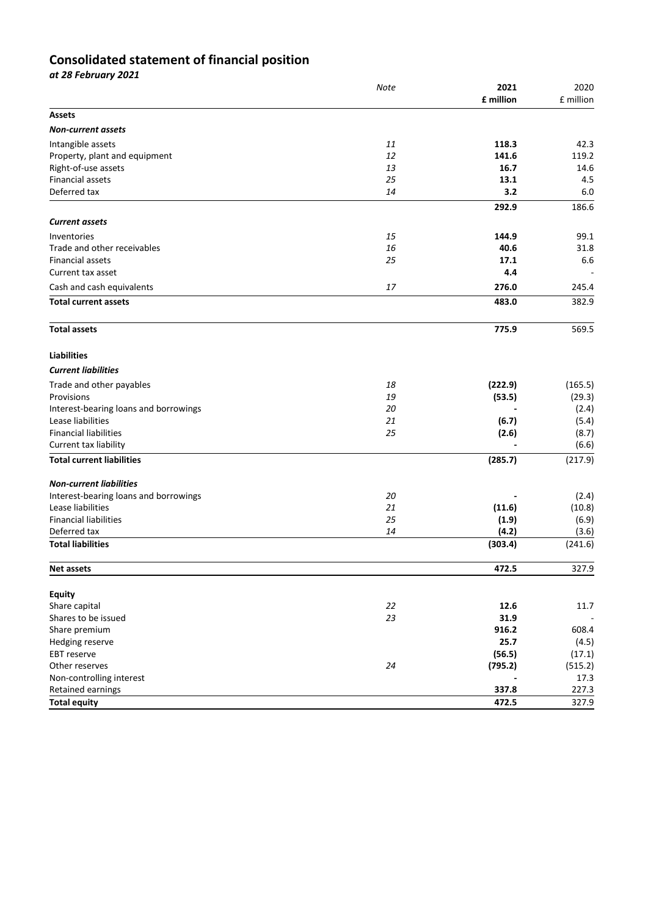# Consolidated statement of financial position

*at 28 February 2021*

| | *Note* | **2021** | 2020 |
|---|---|---|---|
| | | **£ million** | £ million |
| **Assets** | | | |
| ***Non-current assets*** | | | |
| Intangible assets | *11* | **118.3** | 42.3 |
| Property, plant and equipment | *12* | **141.6** | 119.2 |
| Right-of-use assets | *13* | **16.7** | 14.6 |
| Financial assets | *25* | **13.1** | 4.5 |
| Deferred tax | *14* | **3.2** | 6.0 |
| | | **292.9** | 186.6 |
| ***Current assets*** | | | |
| Inventories | *15* | **144.9** | 99.1 |
| Trade and other receivables | *16* | **40.6** | 31.8 |
| Financial assets | *25* | **17.1** | 6.6 |
| Current tax asset | | **4.4** | - |
| Cash and cash equivalents | *17* | **276.0** | 245.4 |
| **Total current assets** | | **483.0** | 382.9 |
| **Total assets** | | **775.9** | 569.5 |
| **Liabilities** | | | |
| ***Current liabilities*** | | | |
| Trade and other payables | *18* | **(222.9)** | (165.5) |
| Provisions | *19* | **(53.5)** | (29.3) |
| Interest-bearing loans and borrowings | *20* | **-** | (2.4) |
| Lease liabilities | *21* | **(6.7)** | (5.4) |
| Financial liabilities | *25* | **(2.6)** | (8.7) |
| Current tax liability | | **-** | (6.6) |
| **Total current liabilities** | | **(285.7)** | (217.9) |
| ***Non-current liabilities*** | | | |
| Interest-bearing loans and borrowings | *20* | **-** | (2.4) |
| Lease liabilities | *21* | **(11.6)** | (10.8) |
| Financial liabilities | *25* | **(1.9)** | (6.9) |
| Deferred tax | *14* | **(4.2)** | (3.6) |
| **Total liabilities** | | **(303.4)** | (241.6) |
| **Net assets** | | **472.5** | 327.9 |
| **Equity** | | | |
| Share capital | *22* | **12.6** | 11.7 |
| Shares to be issued | *23* | **31.9** | - |
| Share premium | | **916.2** | 608.4 |
| Hedging reserve | | **25.7** | (4.5) |
| EBT reserve | | **(56.5)** | (17.1) |
| Other reserves | *24* | **(795.2)** | (515.2) |
| Non-controlling interest | | **-** | 17.3 |
| Retained earnings | | **337.8** | 227.3 |
| **Total equity** | | **472.5** | 327.9 |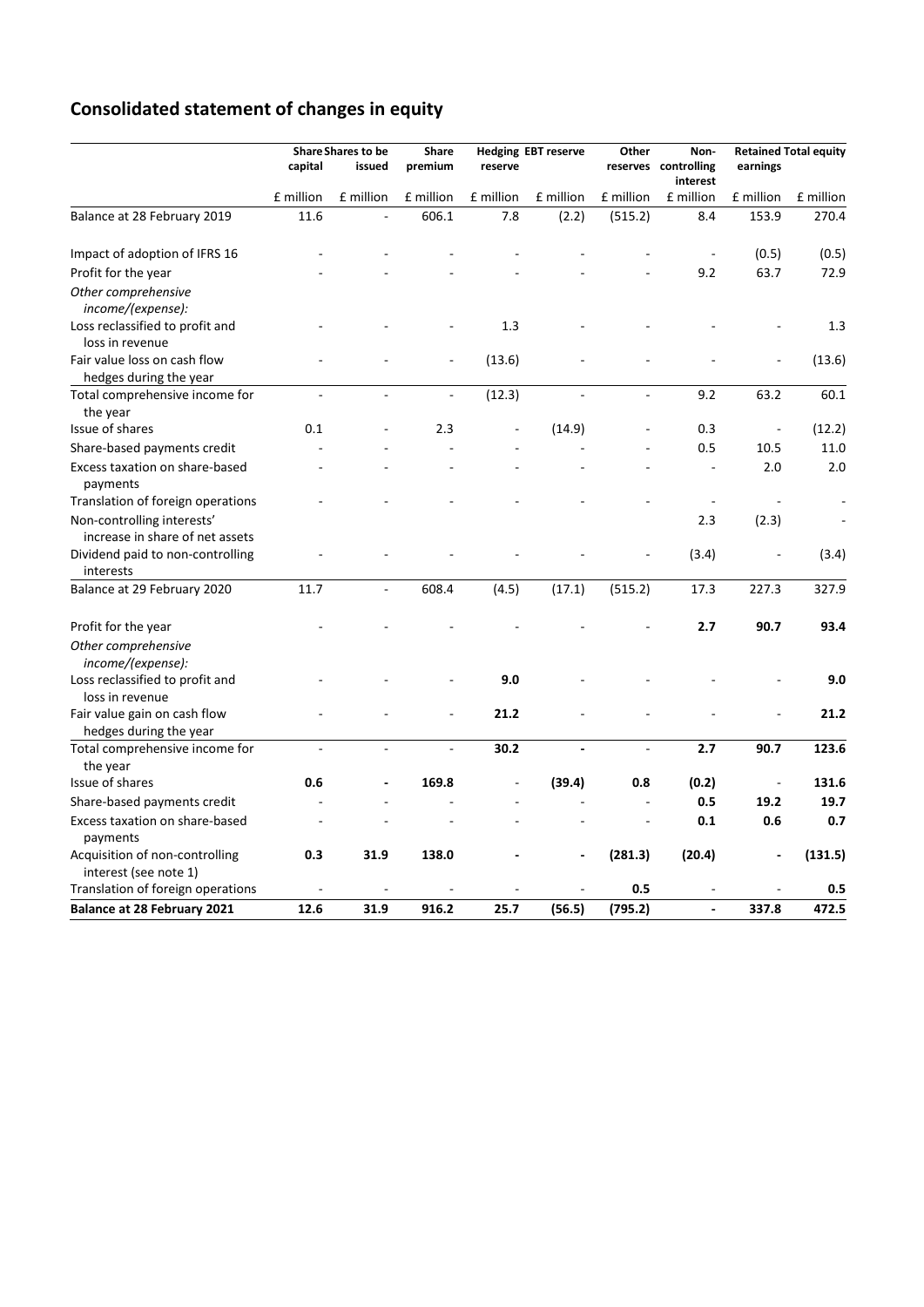# Consolidated statement of changes in equity

| | Share capital | Shares to be issued | Share premium | Hedging reserve | EBT reserve | Other reserves | Non-controlling interest | Retained earnings | Total equity |
|---|---|---|---|---|---|---|---|---|---|
| | £ million | £ million | £ million | £ million | £ million | £ million | £ million | £ million | £ million |
| Balance at 28 February 2019 | 11.6 | - | 606.1 | 7.8 | (2.2) | (515.2) | 8.4 | 153.9 | 270.4 |
| Impact of adoption of IFRS 16 | - | - | - | - | - | - | - | (0.5) | (0.5) |
| Profit for the year | - | - | - | - | - | - | 9.2 | 63.7 | 72.9 |
| *Other comprehensive income/(expense):* | | | | | | | | | |
| Loss reclassified to profit and loss in revenue | - | - | - | 1.3 | - | - | - | - | 1.3 |
| Fair value loss on cash flow hedges during the year | - | - | - | (13.6) | - | - | - | - | (13.6) |
| Total comprehensive income for the year | - | - | - | (12.3) | - | - | 9.2 | 63.2 | 60.1 |
| Issue of shares | 0.1 | - | 2.3 | - | (14.9) | - | 0.3 | - | (12.2) |
| Share-based payments credit | - | - | - | - | - | - | 0.5 | 10.5 | 11.0 |
| Excess taxation on share-based payments | - | - | - | - | - | - | - | 2.0 | 2.0 |
| Translation of foreign operations | - | - | - | - | - | - | - | - | - |
| Non-controlling interests' increase in share of net assets | | | | | | | 2.3 | (2.3) | - |
| Dividend paid to non-controlling interests | - | - | - | - | - | - | (3.4) | - | (3.4) |
| Balance at 29 February 2020 | 11.7 | - | 608.4 | (4.5) | (17.1) | (515.2) | 17.3 | 227.3 | 327.9 |
| Profit for the year | - | - | - | - | - | - | **2.7** | **90.7** | **93.4** |
| *Other comprehensive income/(expense):* | | | | | | | | | |
| Loss reclassified to profit and loss in revenue | - | - | - | **9.0** | - | - | - | - | **9.0** |
| Fair value gain on cash flow hedges during the year | - | - | - | **21.2** | - | - | - | - | **21.2** |
| Total comprehensive income for the year | - | - | - | **30.2** | **-** | - | **2.7** | **90.7** | **123.6** |
| Issue of shares | **0.6** | **-** | **169.8** | - | **(39.4)** | **0.8** | **(0.2)** | - | **131.6** |
| Share-based payments credit | - | - | - | - | - | - | **0.5** | **19.2** | **19.7** |
| Excess taxation on share-based payments | - | - | - | - | - | - | **0.1** | **0.6** | **0.7** |
| Acquisition of non-controlling interest (see note 1) | **0.3** | **31.9** | **138.0** | **-** | **-** | **(281.3)** | **(20.4)** | **-** | **(131.5)** |
| Translation of foreign operations | - | - | - | - | - | **0.5** | - | - | **0.5** |
| **Balance at 28 February 2021** | **12.6** | **31.9** | **916.2** | **25.7** | **(56.5)** | **(795.2)** | **-** | **337.8** | **472.5** |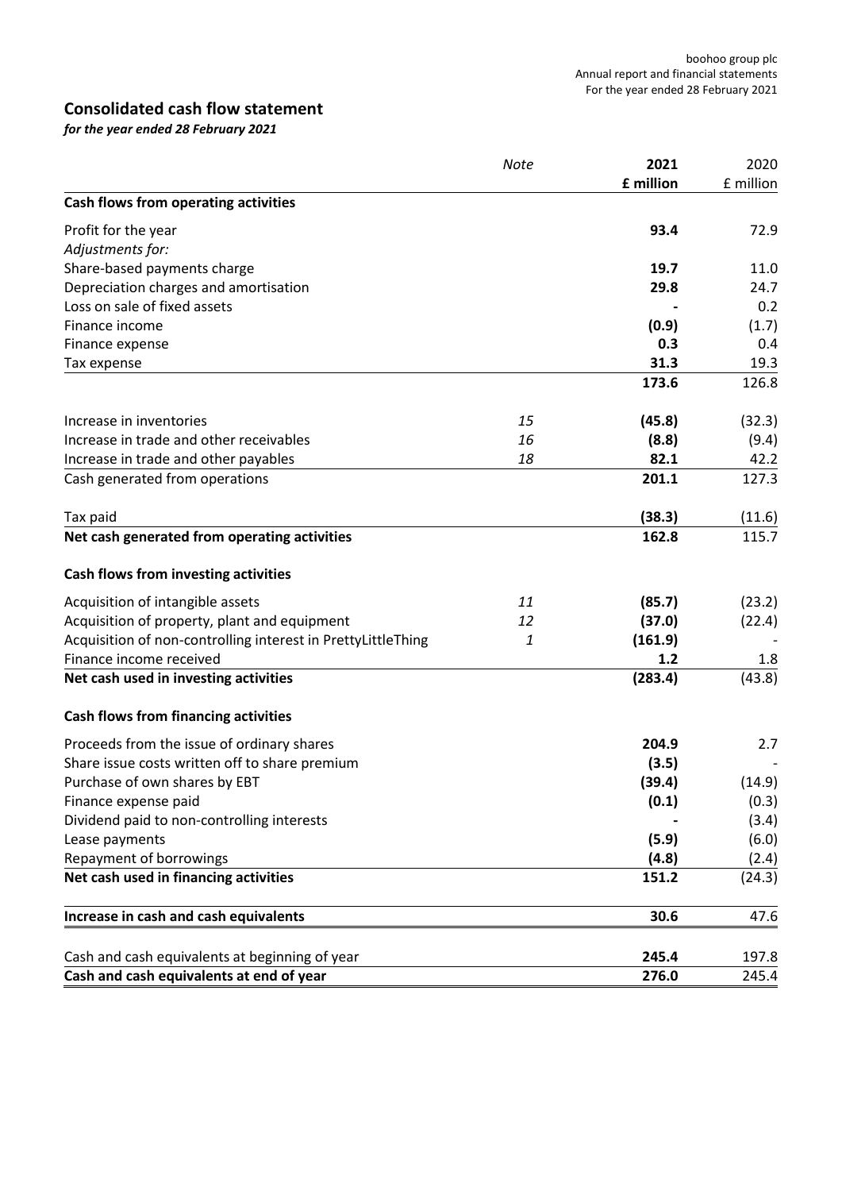# Consolidated cash flow statement

*for the year ended 28 February 2021*

| | *Note* | **2021** | 2020 |
|---|---|---|---|
| | | **£ million** | £ million |
| **Cash flows from operating activities** | | | |
| Profit for the year | | **93.4** | 72.9 |
| *Adjustments for:* | | | |
| Share-based payments charge | | **19.7** | 11.0 |
| Depreciation charges and amortisation | | **29.8** | 24.7 |
| Loss on sale of fixed assets | | **-** | 0.2 |
| Finance income | | **(0.9)** | (1.7) |
| Finance expense | | **0.3** | 0.4 |
| Tax expense | | **31.3** | 19.3 |
| | | **173.6** | 126.8 |
| Increase in inventories | *15* | **(45.8)** | (32.3) |
| Increase in trade and other receivables | *16* | **(8.8)** | (9.4) |
| Increase in trade and other payables | *18* | **82.1** | 42.2 |
| Cash generated from operations | | **201.1** | 127.3 |
| Tax paid | | **(38.3)** | (11.6) |
| **Net cash generated from operating activities** | | **162.8** | 115.7 |
| **Cash flows from investing activities** | | | |
| Acquisition of intangible assets | *11* | **(85.7)** | (23.2) |
| Acquisition of property, plant and equipment | *12* | **(37.0)** | (22.4) |
| Acquisition of non-controlling interest in PrettyLittleThing | *1* | **(161.9)** | - |
| Finance income received | | **1.2** | 1.8 |
| **Net cash used in investing activities** | | **(283.4)** | (43.8) |
| **Cash flows from financing activities** | | | |
| Proceeds from the issue of ordinary shares | | **204.9** | 2.7 |
| Share issue costs written off to share premium | | **(3.5)** | - |
| Purchase of own shares by EBT | | **(39.4)** | (14.9) |
| Finance expense paid | | **(0.1)** | (0.3) |
| Dividend paid to non-controlling interests | | **-** | (3.4) |
| Lease payments | | **(5.9)** | (6.0) |
| Repayment of borrowings | | **(4.8)** | (2.4) |
| **Net cash used in financing activities** | | **151.2** | (24.3) |
| **Increase in cash and cash equivalents** | | **30.6** | 47.6 |
| Cash and cash equivalents at beginning of year | | **245.4** | 197.8 |
| **Cash and cash equivalents at end of year** | | **276.0** | 245.4 |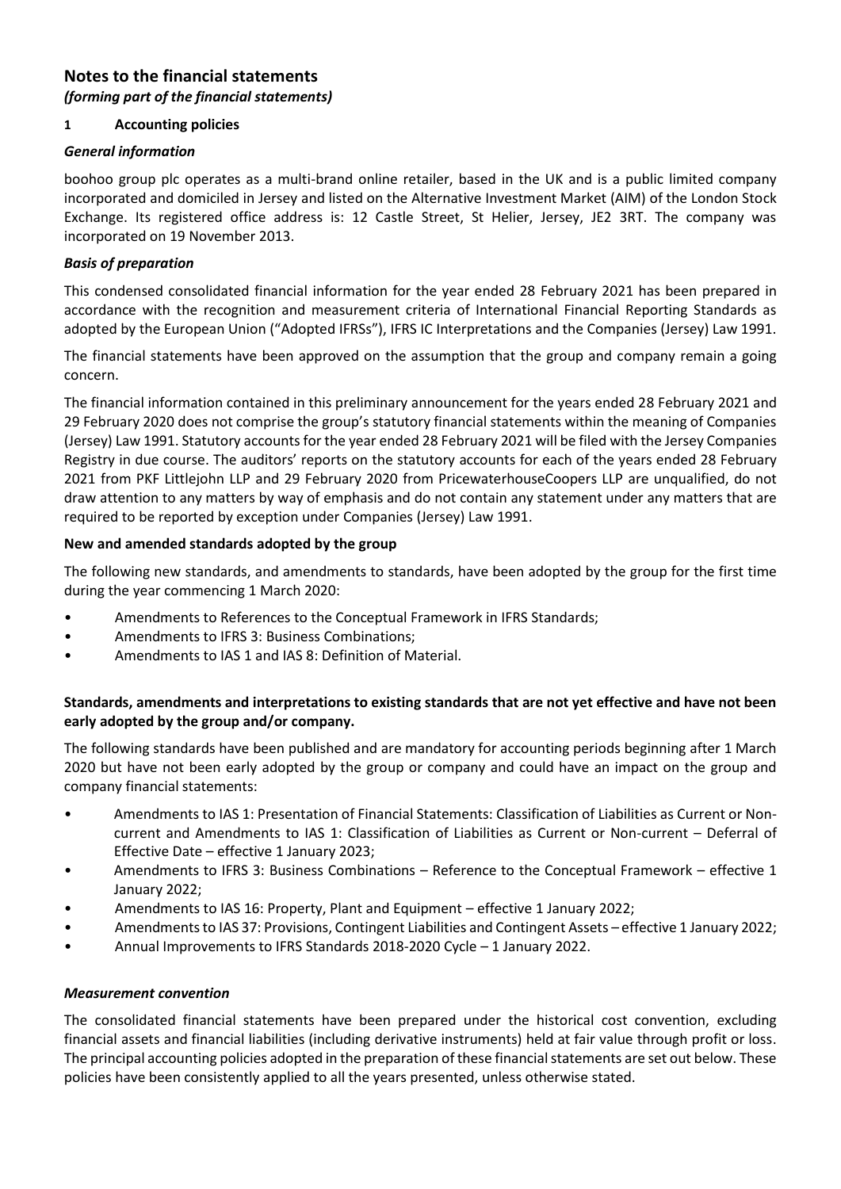# Notes to the financial statements

*(forming part of the financial statements)*

## 1 Accounting policies

### *General information*

boohoo group plc operates as a multi-brand online retailer, based in the UK and is a public limited company incorporated and domiciled in Jersey and listed on the Alternative Investment Market (AIM) of the London Stock Exchange. Its registered office address is: 12 Castle Street, St Helier, Jersey, JE2 3RT. The company was incorporated on 19 November 2013.

### *Basis of preparation*

This condensed consolidated financial information for the year ended 28 February 2021 has been prepared in accordance with the recognition and measurement criteria of International Financial Reporting Standards as adopted by the European Union ("Adopted IFRSs"), IFRS IC Interpretations and the Companies (Jersey) Law 1991.

The financial statements have been approved on the assumption that the group and company remain a going concern.

The financial information contained in this preliminary announcement for the years ended 28 February 2021 and 29 February 2020 does not comprise the group's statutory financial statements within the meaning of Companies (Jersey) Law 1991. Statutory accounts for the year ended 28 February 2021 will be filed with the Jersey Companies Registry in due course. The auditors' reports on the statutory accounts for each of the years ended 28 February 2021 from PKF Littlejohn LLP and 29 February 2020 from PricewaterhouseCoopers LLP are unqualified, do not draw attention to any matters by way of emphasis and do not contain any statement under any matters that are required to be reported by exception under Companies (Jersey) Law 1991.

### New and amended standards adopted by the group

The following new standards, and amendments to standards, have been adopted by the group for the first time during the year commencing 1 March 2020:

- Amendments to References to the Conceptual Framework in IFRS Standards;
- Amendments to IFRS 3: Business Combinations;
- Amendments to IAS 1 and IAS 8: Definition of Material.

### Standards, amendments and interpretations to existing standards that are not yet effective and have not been early adopted by the group and/or company.

The following standards have been published and are mandatory for accounting periods beginning after 1 March 2020 but have not been early adopted by the group or company and could have an impact on the group and company financial statements:

- Amendments to IAS 1: Presentation of Financial Statements: Classification of Liabilities as Current or Non-current and Amendments to IAS 1: Classification of Liabilities as Current or Non-current – Deferral of Effective Date – effective 1 January 2023;
- Amendments to IFRS 3: Business Combinations – Reference to the Conceptual Framework – effective 1 January 2022;
- Amendments to IAS 16: Property, Plant and Equipment – effective 1 January 2022;
- Amendments to IAS 37: Provisions, Contingent Liabilities and Contingent Assets – effective 1 January 2022;
- Annual Improvements to IFRS Standards 2018-2020 Cycle – 1 January 2022.

### *Measurement convention*

The consolidated financial statements have been prepared under the historical cost convention, excluding financial assets and financial liabilities (including derivative instruments) held at fair value through profit or loss. The principal accounting policies adopted in the preparation of these financial statements are set out below. These policies have been consistently applied to all the years presented, unless otherwise stated.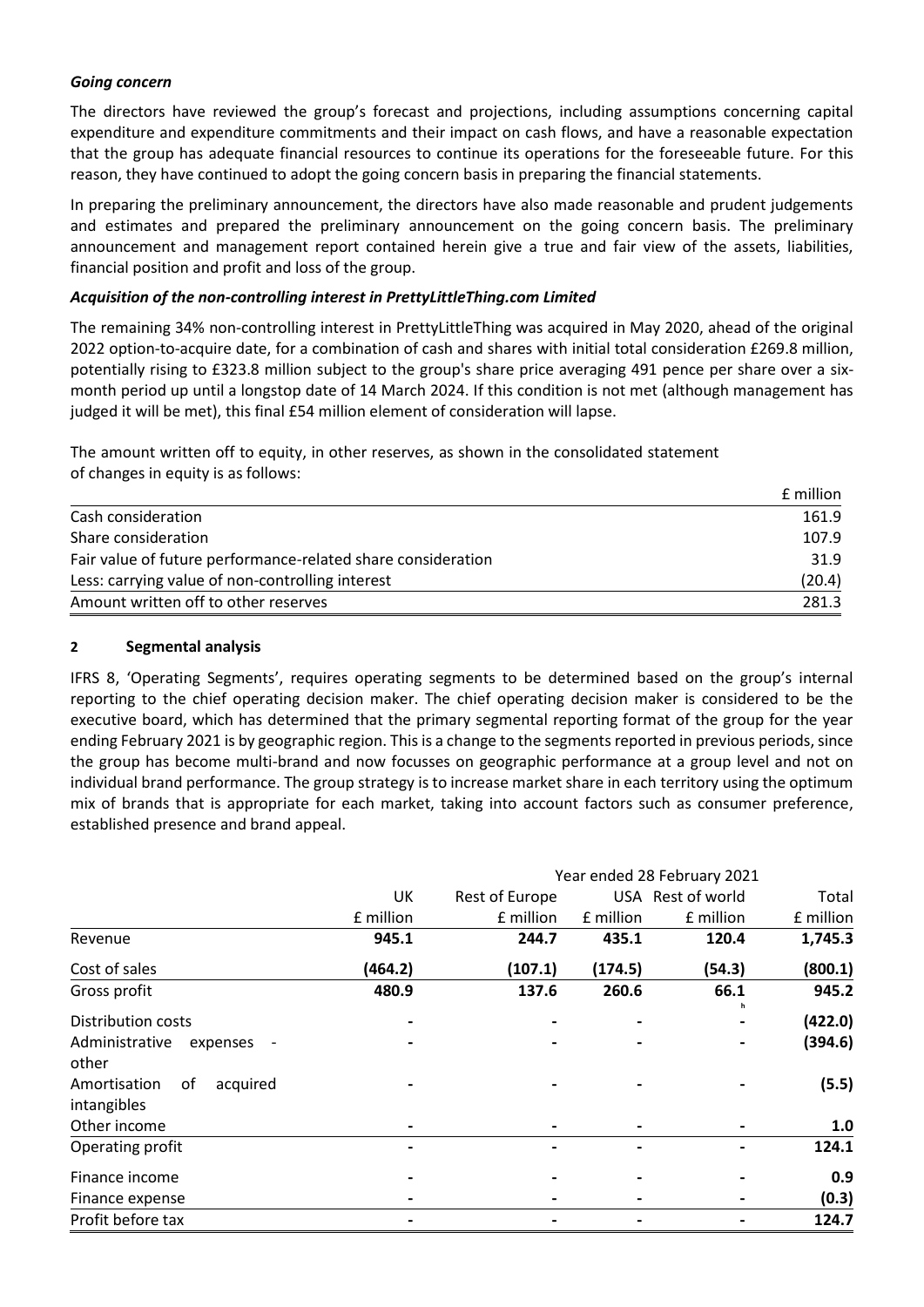***Going concern***

The directors have reviewed the group's forecast and projections, including assumptions concerning capital expenditure and expenditure commitments and their impact on cash flows, and have a reasonable expectation that the group has adequate financial resources to continue its operations for the foreseeable future. For this reason, they have continued to adopt the going concern basis in preparing the financial statements.

In preparing the preliminary announcement, the directors have also made reasonable and prudent judgements and estimates and prepared the preliminary announcement on the going concern basis. The preliminary announcement and management report contained herein give a true and fair view of the assets, liabilities, financial position and profit and loss of the group.

***Acquisition of the non-controlling interest in PrettyLittleThing.com Limited***

The remaining 34% non-controlling interest in PrettyLittleThing was acquired in May 2020, ahead of the original 2022 option-to-acquire date, for a combination of cash and shares with initial total consideration £269.8 million, potentially rising to £323.8 million subject to the group's share price averaging 491 pence per share over a six-month period up until a longstop date of 14 March 2024. If this condition is not met (although management has judged it will be met), this final £54 million element of consideration will lapse.

The amount written off to equity, in other reserves, as shown in the consolidated statement of changes in equity is as follows:

| | £ million |
|---|---|
| Cash consideration | 161.9 |
| Share consideration | 107.9 |
| Fair value of future performance-related share consideration | 31.9 |
| Less: carrying value of non-controlling interest | (20.4) |
| Amount written off to other reserves | 281.3 |

## 2 Segmental analysis

IFRS 8, 'Operating Segments', requires operating segments to be determined based on the group's internal reporting to the chief operating decision maker. The chief operating decision maker is considered to be the executive board, which has determined that the primary segmental reporting format of the group for the year ending February 2021 is by geographic region. This is a change to the segments reported in previous periods, since the group has become multi-brand and now focusses on geographic performance at a group level and not on individual brand performance. The group strategy is to increase market share in each territory using the optimum mix of brands that is appropriate for each market, taking into account factors such as consumer preference, established presence and brand appeal.

| | Year ended 28 February 2021 | | | | |
|---|---|---|---|---|---|
| | UK | Rest of Europe | USA | Rest of world | Total |
| | £ million | £ million | £ million | £ million | £ million |
| Revenue | **945.1** | **244.7** | **435.1** | **120.4** | **1,745.3** |
| Cost of sales | **(464.2)** | **(107.1)** | **(174.5)** | **(54.3)** | **(800.1)** |
| Gross profit | **480.9** | **137.6** | **260.6** | **66.1** | **945.2** |
| Distribution costs | - | - | - | - | **(422.0)** |
| Administrative expenses - other | - | - | - | - | **(394.6)** |
| Amortisation of acquired intangibles | - | - | - | - | **(5.5)** |
| Other income | - | - | - | - | **1.0** |
| Operating profit | - | - | - | - | **124.1** |
| Finance income | - | - | - | - | **0.9** |
| Finance expense | - | - | - | - | **(0.3)** |
| Profit before tax | - | - | - | - | **124.7** |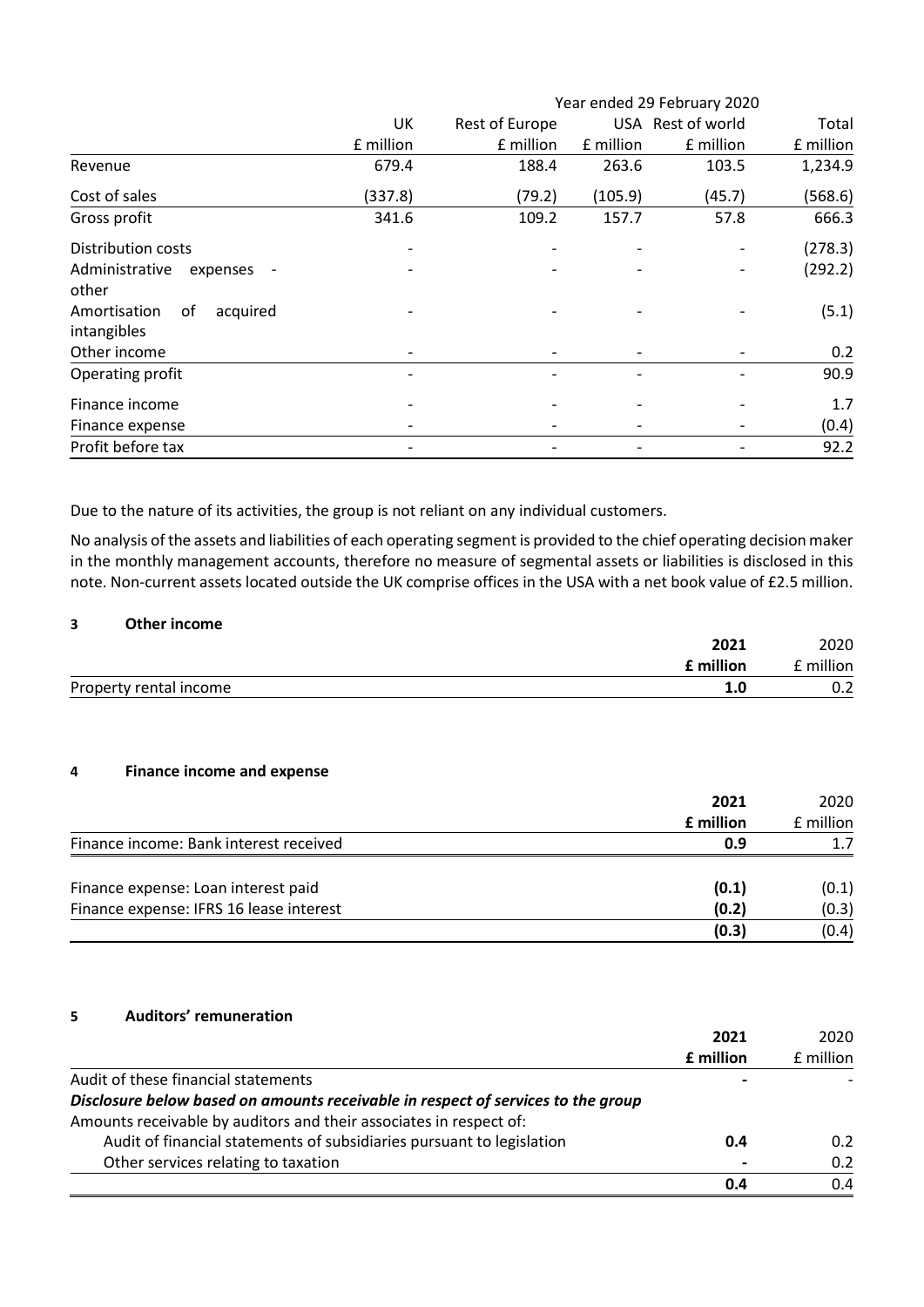| | Year ended 29 February 2020 | | | | |
|---|---|---|---|---|---|
| | UK | Rest of Europe | USA | Rest of world | Total |
| | £ million | £ million | £ million | £ million | £ million |
| Revenue | 679.4 | 188.4 | 263.6 | 103.5 | 1,234.9 |
| Cost of sales | (337.8) | (79.2) | (105.9) | (45.7) | (568.6) |
| Gross profit | 341.6 | 109.2 | 157.7 | 57.8 | 666.3 |
| Distribution costs | - | - | - | - | (278.3) |
| Administrative expenses - other | - | - | - | - | (292.2) |
| Amortisation of acquired intangibles | - | - | - | - | (5.1) |
| Other income | - | - | - | - | 0.2 |
| Operating profit | - | - | - | - | 90.9 |
| Finance income | - | - | - | - | 1.7 |
| Finance expense | - | - | - | - | (0.4) |
| Profit before tax | - | - | - | - | 92.2 |

Due to the nature of its activities, the group is not reliant on any individual customers.

No analysis of the assets and liabilities of each operating segment is provided to the chief operating decision maker in the monthly management accounts, therefore no measure of segmental assets or liabilities is disclosed in this note. Non-current assets located outside the UK comprise offices in the USA with a net book value of £2.5 million.

## 3 Other income

| | **2021** | 2020 |
|---|---|---|
| | **£ million** | £ million |
| Property rental income | **1.0** | 0.2 |

## 4 Finance income and expense

| | **2021** | 2020 |
|---|---|---|
| | **£ million** | £ million |
| Finance income: Bank interest received | **0.9** | 1.7 |
| Finance expense: Loan interest paid | **(0.1)** | (0.1) |
| Finance expense: IFRS 16 lease interest | **(0.2)** | (0.3) |
| | **(0.3)** | (0.4) |

## 5 Auditors' remuneration

| | **2021** | 2020 |
|---|---|---|
| | **£ million** | £ million |
| Audit of these financial statements | **-** | - |
| ***Disclosure below based on amounts receivable in respect of services to the group*** | | |
| Amounts receivable by auditors and their associates in respect of: | | |
| Audit of financial statements of subsidiaries pursuant to legislation | **0.4** | 0.2 |
| Other services relating to taxation | **-** | 0.2 |
| | **0.4** | 0.4 |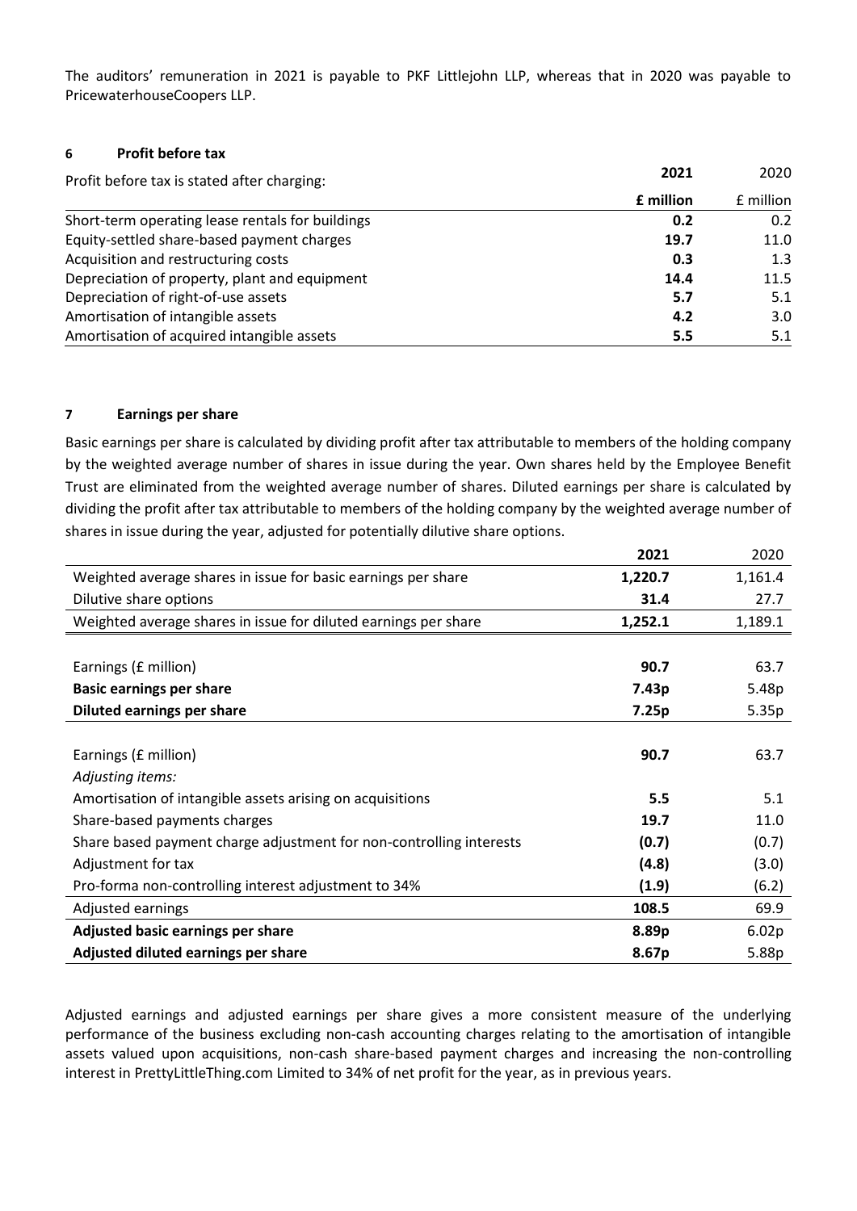The auditors' remuneration in 2021 is payable to PKF Littlejohn LLP, whereas that in 2020 was payable to PricewaterhouseCoopers LLP.

## 6 Profit before tax

| Profit before tax is stated after charging: | **2021** | 2020 |
|---|---|---|
| | **£ million** | £ million |
| Short-term operating lease rentals for buildings | **0.2** | 0.2 |
| Equity-settled share-based payment charges | **19.7** | 11.0 |
| Acquisition and restructuring costs | **0.3** | 1.3 |
| Depreciation of property, plant and equipment | **14.4** | 11.5 |
| Depreciation of right-of-use assets | **5.7** | 5.1 |
| Amortisation of intangible assets | **4.2** | 3.0 |
| Amortisation of acquired intangible assets | **5.5** | 5.1 |

## 7 Earnings per share

Basic earnings per share is calculated by dividing profit after tax attributable to members of the holding company by the weighted average number of shares in issue during the year. Own shares held by the Employee Benefit Trust are eliminated from the weighted average number of shares. Diluted earnings per share is calculated by dividing the profit after tax attributable to members of the holding company by the weighted average number of shares in issue during the year, adjusted for potentially dilutive share options.

| | **2021** | 2020 |
|---|---|---|
| Weighted average shares in issue for basic earnings per share | **1,220.7** | 1,161.4 |
| Dilutive share options | **31.4** | 27.7 |
| Weighted average shares in issue for diluted earnings per share | **1,252.1** | 1,189.1 |
| | | |
| Earnings (£ million) | **90.7** | 63.7 |
| **Basic earnings per share** | **7.43p** | 5.48p |
| **Diluted earnings per share** | **7.25p** | 5.35p |
| | | |
| Earnings (£ million) | **90.7** | 63.7 |
| *Adjusting items:* | | |
| Amortisation of intangible assets arising on acquisitions | **5.5** | 5.1 |
| Share-based payments charges | **19.7** | 11.0 |
| Share based payment charge adjustment for non-controlling interests | **(0.7)** | (0.7) |
| Adjustment for tax | **(4.8)** | (3.0) |
| Pro-forma non-controlling interest adjustment to 34% | **(1.9)** | (6.2) |
| Adjusted earnings | **108.5** | 69.9 |
| **Adjusted basic earnings per share** | **8.89p** | 6.02p |
| **Adjusted diluted earnings per share** | **8.67p** | 5.88p |

Adjusted earnings and adjusted earnings per share gives a more consistent measure of the underlying performance of the business excluding non-cash accounting charges relating to the amortisation of intangible assets valued upon acquisitions, non-cash share-based payment charges and increasing the non-controlling interest in PrettyLittleThing.com Limited to 34% of net profit for the year, as in previous years.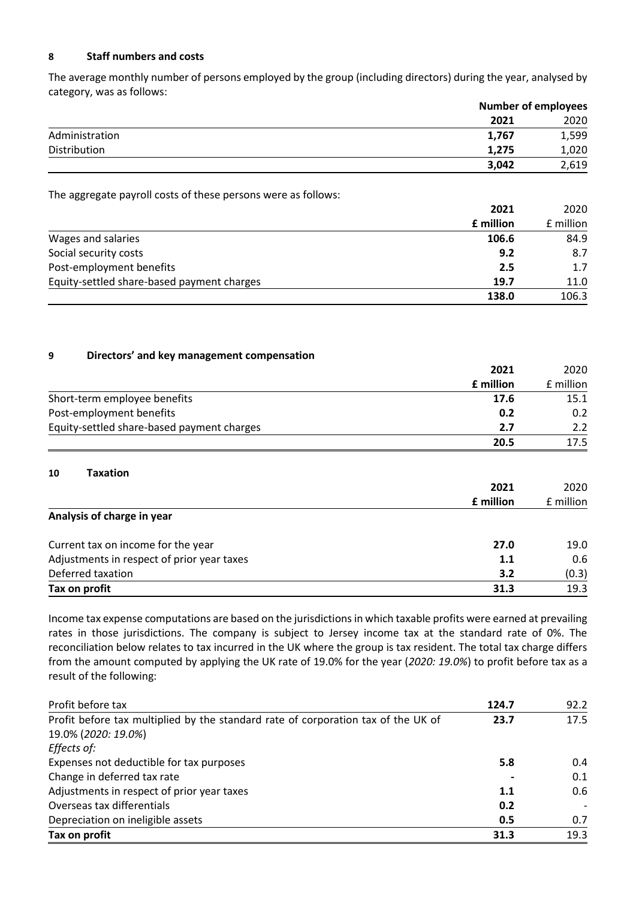## 8 Staff numbers and costs

The average monthly number of persons employed by the group (including directors) during the year, analysed by category, was as follows:

| | Number of employees | |
|---|---|---|
| | **2021** | 2020 |
| Administration | **1,767** | 1,599 |
| Distribution | **1,275** | 1,020 |
| | **3,042** | 2,619 |

The aggregate payroll costs of these persons were as follows:

| | 2021 | 2020 |
|---|---|---|
| | **£ million** | £ million |
| Wages and salaries | **106.6** | 84.9 |
| Social security costs | **9.2** | 8.7 |
| Post-employment benefits | **2.5** | 1.7 |
| Equity-settled share-based payment charges | **19.7** | 11.0 |
| | **138.0** | 106.3 |

## 9 Directors' and key management compensation

| | 2021 | 2020 |
|---|---|---|
| | **£ million** | £ million |
| Short-term employee benefits | **17.6** | 15.1 |
| Post-employment benefits | **0.2** | 0.2 |
| Equity-settled share-based payment charges | **2.7** | 2.2 |
| | **20.5** | 17.5 |

## 10 Taxation

| | 2021 | 2020 |
|---|---|---|
| | **£ million** | £ million |
| **Analysis of charge in year** | | |
| Current tax on income for the year | **27.0** | 19.0 |
| Adjustments in respect of prior year taxes | **1.1** | 0.6 |
| Deferred taxation | **3.2** | (0.3) |
| **Tax on profit** | **31.3** | 19.3 |

Income tax expense computations are based on the jurisdictions in which taxable profits were earned at prevailing rates in those jurisdictions. The company is subject to Jersey income tax at the standard rate of 0%. The reconciliation below relates to tax incurred in the UK where the group is tax resident. The total tax charge differs from the amount computed by applying the UK rate of 19.0% for the year (*2020: 19.0%*) to profit before tax as a result of the following:

| | 2021 | 2020 |
|---|---|---|
| Profit before tax | **124.7** | 92.2 |
| Profit before tax multiplied by the standard rate of corporation tax of the UK of 19.0% (*2020: 19.0%*) | **23.7** | 17.5 |
| *Effects of:* | | |
| Expenses not deductible for tax purposes | **5.8** | 0.4 |
| Change in deferred tax rate | **-** | 0.1 |
| Adjustments in respect of prior year taxes | **1.1** | 0.6 |
| Overseas tax differentials | **0.2** | - |
| Depreciation on ineligible assets | **0.5** | 0.7 |
| **Tax on profit** | **31.3** | 19.3 |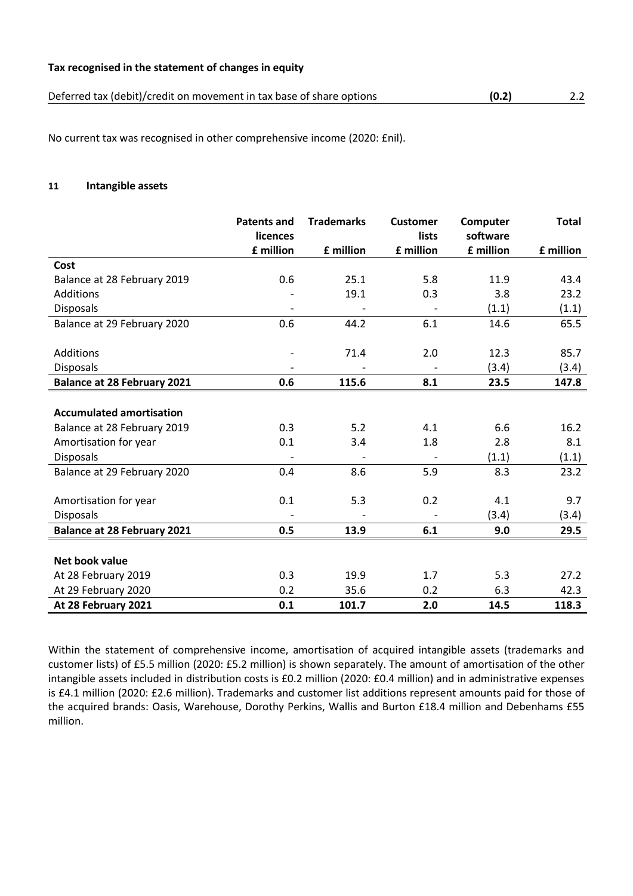**Tax recognised in the statement of changes in equity**

| | | |
|---|---|---|
| Deferred tax (debit)/credit on movement in tax base of share options | **(0.2)** | 2.2 |

No current tax was recognised in other comprehensive income (2020: £nil).

## 11 Intangible assets

| | Patents and licences | Trademarks | Customer lists | Computer software | Total |
|---|---|---|---|---|---|
| | £ million | £ million | £ million | £ million | £ million |
| **Cost** | | | | | |
| Balance at 28 February 2019 | 0.6 | 25.1 | 5.8 | 11.9 | 43.4 |
| Additions | - | 19.1 | 0.3 | 3.8 | 23.2 |
| Disposals | - | - | - | (1.1) | (1.1) |
| Balance at 29 February 2020 | 0.6 | 44.2 | 6.1 | 14.6 | 65.5 |
| | | | | | |
| Additions | - | 71.4 | 2.0 | 12.3 | 85.7 |
| Disposals | - | - | - | (3.4) | (3.4) |
| **Balance at 28 February 2021** | **0.6** | **115.6** | **8.1** | **23.5** | **147.8** |
| | | | | | |
| **Accumulated amortisation** | | | | | |
| Balance at 28 February 2019 | 0.3 | 5.2 | 4.1 | 6.6 | 16.2 |
| Amortisation for year | 0.1 | 3.4 | 1.8 | 2.8 | 8.1 |
| Disposals | - | - | - | (1.1) | (1.1) |
| Balance at 29 February 2020 | 0.4 | 8.6 | 5.9 | 8.3 | 23.2 |
| | | | | | |
| Amortisation for year | 0.1 | 5.3 | 0.2 | 4.1 | 9.7 |
| Disposals | - | - | - | (3.4) | (3.4) |
| **Balance at 28 February 2021** | **0.5** | **13.9** | **6.1** | **9.0** | **29.5** |
| | | | | | |
| **Net book value** | | | | | |
| At 28 February 2019 | 0.3 | 19.9 | 1.7 | 5.3 | 27.2 |
| At 29 February 2020 | 0.2 | 35.6 | 0.2 | 6.3 | 42.3 |
| **At 28 February 2021** | **0.1** | **101.7** | **2.0** | **14.5** | **118.3** |

Within the statement of comprehensive income, amortisation of acquired intangible assets (trademarks and customer lists) of £5.5 million (2020: £5.2 million) is shown separately. The amount of amortisation of the other intangible assets included in distribution costs is £0.2 million (2020: £0.4 million) and in administrative expenses is £4.1 million (2020: £2.6 million). Trademarks and customer list additions represent amounts paid for those of the acquired brands: Oasis, Warehouse, Dorothy Perkins, Wallis and Burton £18.4 million and Debenhams £55 million.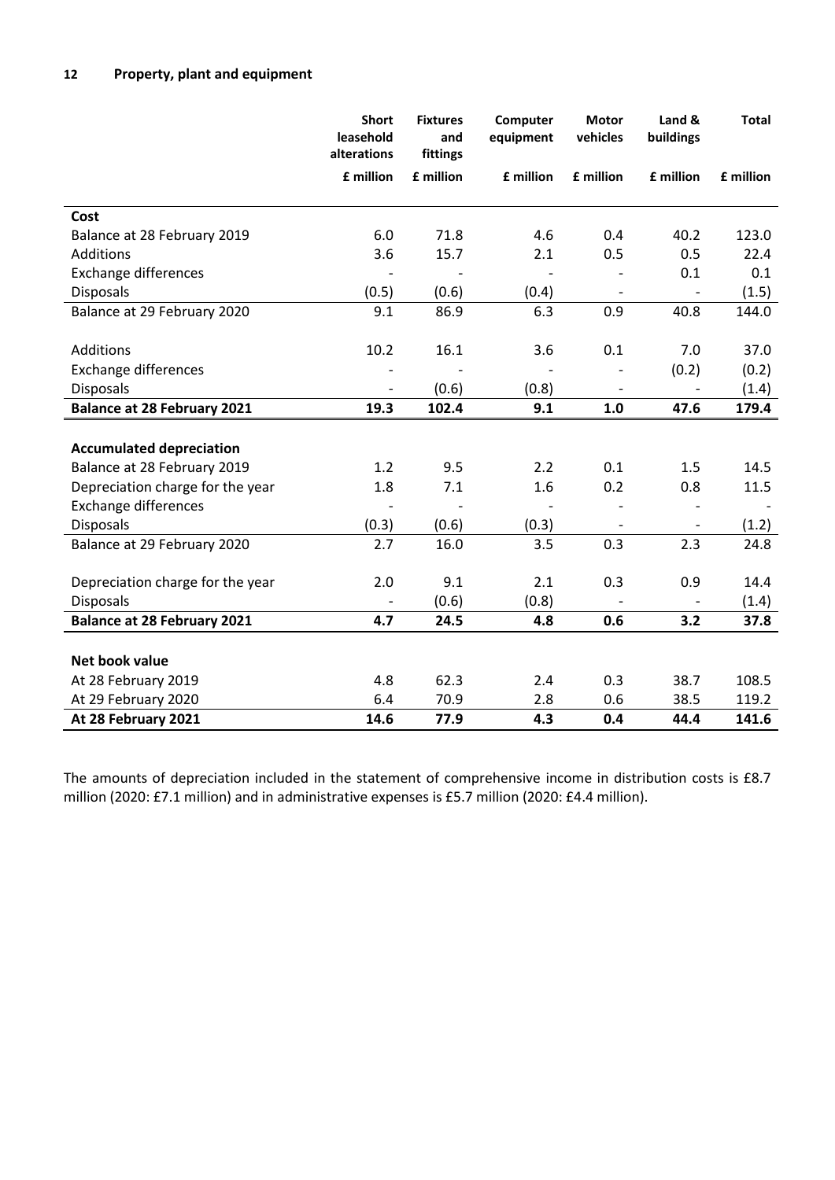## 12 Property, plant and equipment

| | Short leasehold alterations | Fixtures and fittings | Computer equipment | Motor vehicles | Land & buildings | Total |
|---|---|---|---|---|---|---|
| | £ million | £ million | £ million | £ million | £ million | £ million |
| **Cost** | | | | | | |
| Balance at 28 February 2019 | 6.0 | 71.8 | 4.6 | 0.4 | 40.2 | 123.0 |
| Additions | 3.6 | 15.7 | 2.1 | 0.5 | 0.5 | 22.4 |
| Exchange differences | - | - | - | - | 0.1 | 0.1 |
| Disposals | (0.5) | (0.6) | (0.4) | - | - | (1.5) |
| Balance at 29 February 2020 | 9.1 | 86.9 | 6.3 | 0.9 | 40.8 | 144.0 |
| Additions | 10.2 | 16.1 | 3.6 | 0.1 | 7.0 | 37.0 |
| Exchange differences | - | - | - | - | (0.2) | (0.2) |
| Disposals | - | (0.6) | (0.8) | - | - | (1.4) |
| **Balance at 28 February 2021** | **19.3** | **102.4** | **9.1** | **1.0** | **47.6** | **179.4** |
| **Accumulated depreciation** | | | | | | |
| Balance at 28 February 2019 | 1.2 | 9.5 | 2.2 | 0.1 | 1.5 | 14.5 |
| Depreciation charge for the year | 1.8 | 7.1 | 1.6 | 0.2 | 0.8 | 11.5 |
| Exchange differences | - | - | - | - | - | - |
| Disposals | (0.3) | (0.6) | (0.3) | - | - | (1.2) |
| Balance at 29 February 2020 | 2.7 | 16.0 | 3.5 | 0.3 | 2.3 | 24.8 |
| Depreciation charge for the year | 2.0 | 9.1 | 2.1 | 0.3 | 0.9 | 14.4 |
| Disposals | - | (0.6) | (0.8) | - | - | (1.4) |
| **Balance at 28 February 2021** | **4.7** | **24.5** | **4.8** | **0.6** | **3.2** | **37.8** |
| **Net book value** | | | | | | |
| At 28 February 2019 | 4.8 | 62.3 | 2.4 | 0.3 | 38.7 | 108.5 |
| At 29 February 2020 | 6.4 | 70.9 | 2.8 | 0.6 | 38.5 | 119.2 |
| **At 28 February 2021** | **14.6** | **77.9** | **4.3** | **0.4** | **44.4** | **141.6** |

The amounts of depreciation included in the statement of comprehensive income in distribution costs is £8.7 million (2020: £7.1 million) and in administrative expenses is £5.7 million (2020: £4.4 million).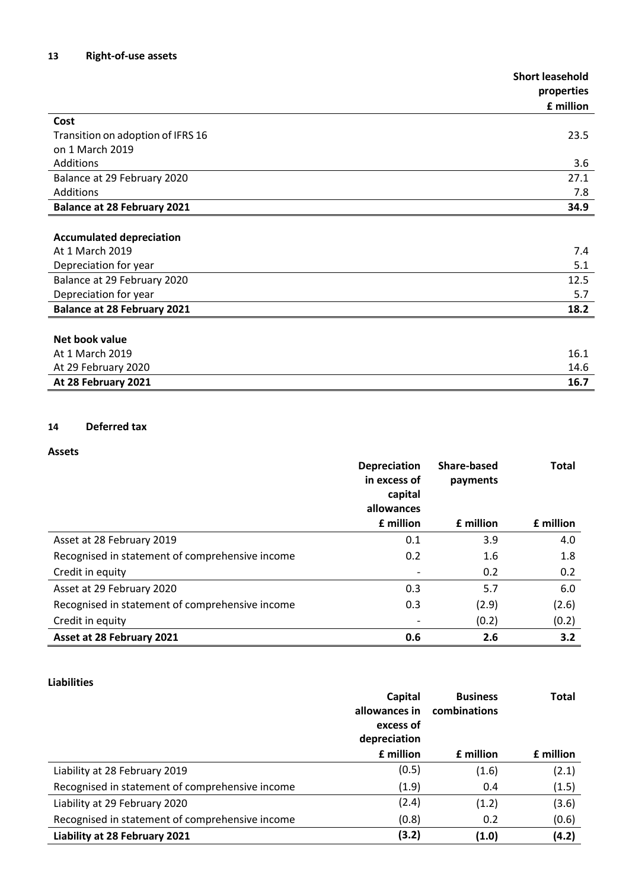## 13 Right-of-use assets

| | Short leasehold properties |
|---|---|
| | £ million |
| **Cost** | |
| Transition on adoption of IFRS 16 on 1 March 2019 | 23.5 |
| Additions | 3.6 |
| Balance at 29 February 2020 | 27.1 |
| Additions | 7.8 |
| **Balance at 28 February 2021** | **34.9** |
| | |
| **Accumulated depreciation** | |
| At 1 March 2019 | 7.4 |
| Depreciation for year | 5.1 |
| Balance at 29 February 2020 | 12.5 |
| Depreciation for year | 5.7 |
| **Balance at 28 February 2021** | **18.2** |
| | |
| **Net book value** | |
| At 1 March 2019 | 16.1 |
| At 29 February 2020 | 14.6 |
| **At 28 February 2021** | **16.7** |

## 14 Deferred tax

**Assets**

| | Depreciation in excess of capital allowances | Share-based payments | Total |
|---|---|---|---|
| | £ million | £ million | £ million |
| Asset at 28 February 2019 | 0.1 | 3.9 | 4.0 |
| Recognised in statement of comprehensive income | 0.2 | 1.6 | 1.8 |
| Credit in equity | - | 0.2 | 0.2 |
| Asset at 29 February 2020 | 0.3 | 5.7 | 6.0 |
| Recognised in statement of comprehensive income | 0.3 | (2.9) | (2.6) |
| Credit in equity | - | (0.2) | (0.2) |
| **Asset at 28 February 2021** | **0.6** | **2.6** | **3.2** |

**Liabilities**

| | Capital allowances in excess of depreciation | Business combinations | Total |
|---|---|---|---|
| | £ million | £ million | £ million |
| Liability at 28 February 2019 | (0.5) | (1.6) | (2.1) |
| Recognised in statement of comprehensive income | (1.9) | 0.4 | (1.5) |
| Liability at 29 February 2020 | (2.4) | (1.2) | (3.6) |
| Recognised in statement of comprehensive income | (0.8) | 0.2 | (0.6) |
| **Liability at 28 February 2021** | **(3.2)** | **(1.0)** | **(4.2)** |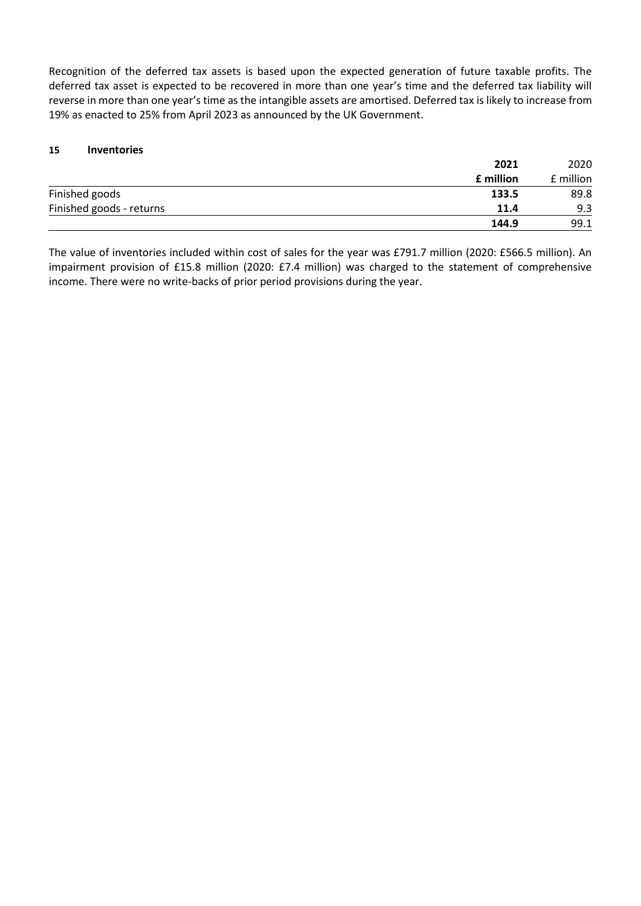Recognition of the deferred tax assets is based upon the expected generation of future taxable profits. The deferred tax asset is expected to be recovered in more than one year's time and the deferred tax liability will reverse in more than one year's time as the intangible assets are amortised. Deferred tax is likely to increase from 19% as enacted to 25% from April 2023 as announced by the UK Government.

## 15 Inventories

| | **2021** | 2020 |
|---|---|---|
| | **£ million** | £ million |
| Finished goods | **133.5** | 89.8 |
| Finished goods - returns | **11.4** | 9.3 |
| | **144.9** | 99.1 |

The value of inventories included within cost of sales for the year was £791.7 million (2020: £566.5 million). An impairment provision of £15.8 million (2020: £7.4 million) was charged to the statement of comprehensive income. There were no write-backs of prior period provisions during the year.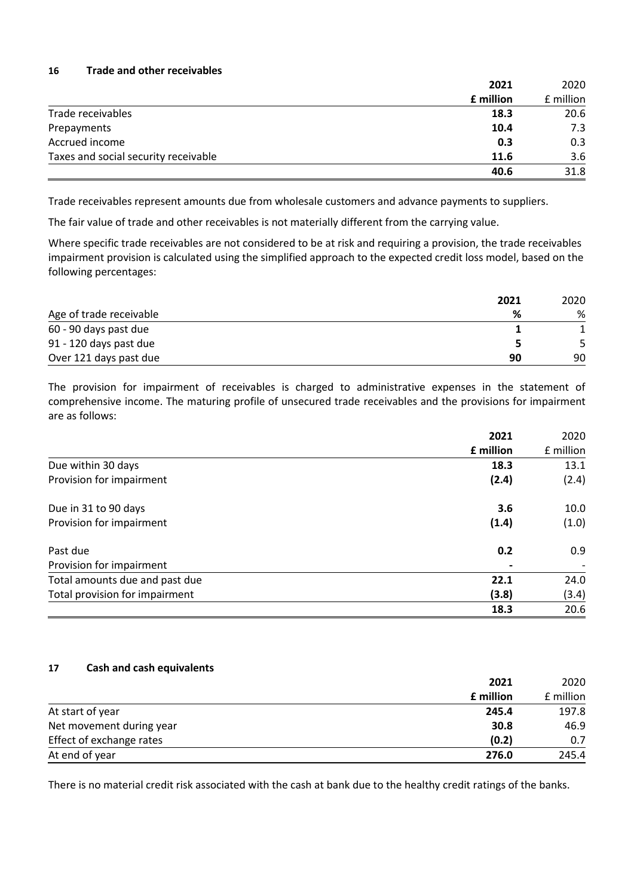## 16 Trade and other receivables

| | 2021 | 2020 |
|---|---|---|
| | **£ million** | £ million |
| Trade receivables | **18.3** | 20.6 |
| Prepayments | **10.4** | 7.3 |
| Accrued income | **0.3** | 0.3 |
| Taxes and social security receivable | **11.6** | 3.6 |
| | **40.6** | 31.8 |

Trade receivables represent amounts due from wholesale customers and advance payments to suppliers.

The fair value of trade and other receivables is not materially different from the carrying value.

Where specific trade receivables are not considered to be at risk and requiring a provision, the trade receivables impairment provision is calculated using the simplified approach to the expected credit loss model, based on the following percentages:

| | 2021 | 2020 |
|---|---|---|
| Age of trade receivable | **%** | % |
| 60 - 90 days past due | **1** | 1 |
| 91 - 120 days past due | **5** | 5 |
| Over 121 days past due | **90** | 90 |

The provision for impairment of receivables is charged to administrative expenses in the statement of comprehensive income. The maturing profile of unsecured trade receivables and the provisions for impairment are as follows:

| | 2021 | 2020 |
|---|---|---|
| | **£ million** | £ million |
| Due within 30 days | **18.3** | 13.1 |
| Provision for impairment | **(2.4)** | (2.4) |
| Due in 31 to 90 days | **3.6** | 10.0 |
| Provision for impairment | **(1.4)** | (1.0) |
| Past due | **0.2** | 0.9 |
| Provision for impairment | **-** | - |
| Total amounts due and past due | **22.1** | 24.0 |
| Total provision for impairment | **(3.8)** | (3.4) |
| | **18.3** | 20.6 |

## 17 Cash and cash equivalents

| | 2021 | 2020 |
|---|---|---|
| | **£ million** | £ million |
| At start of year | **245.4** | 197.8 |
| Net movement during year | **30.8** | 46.9 |
| Effect of exchange rates | **(0.2)** | 0.7 |
| At end of year | **276.0** | 245.4 |

There is no material credit risk associated with the cash at bank due to the healthy credit ratings of the banks.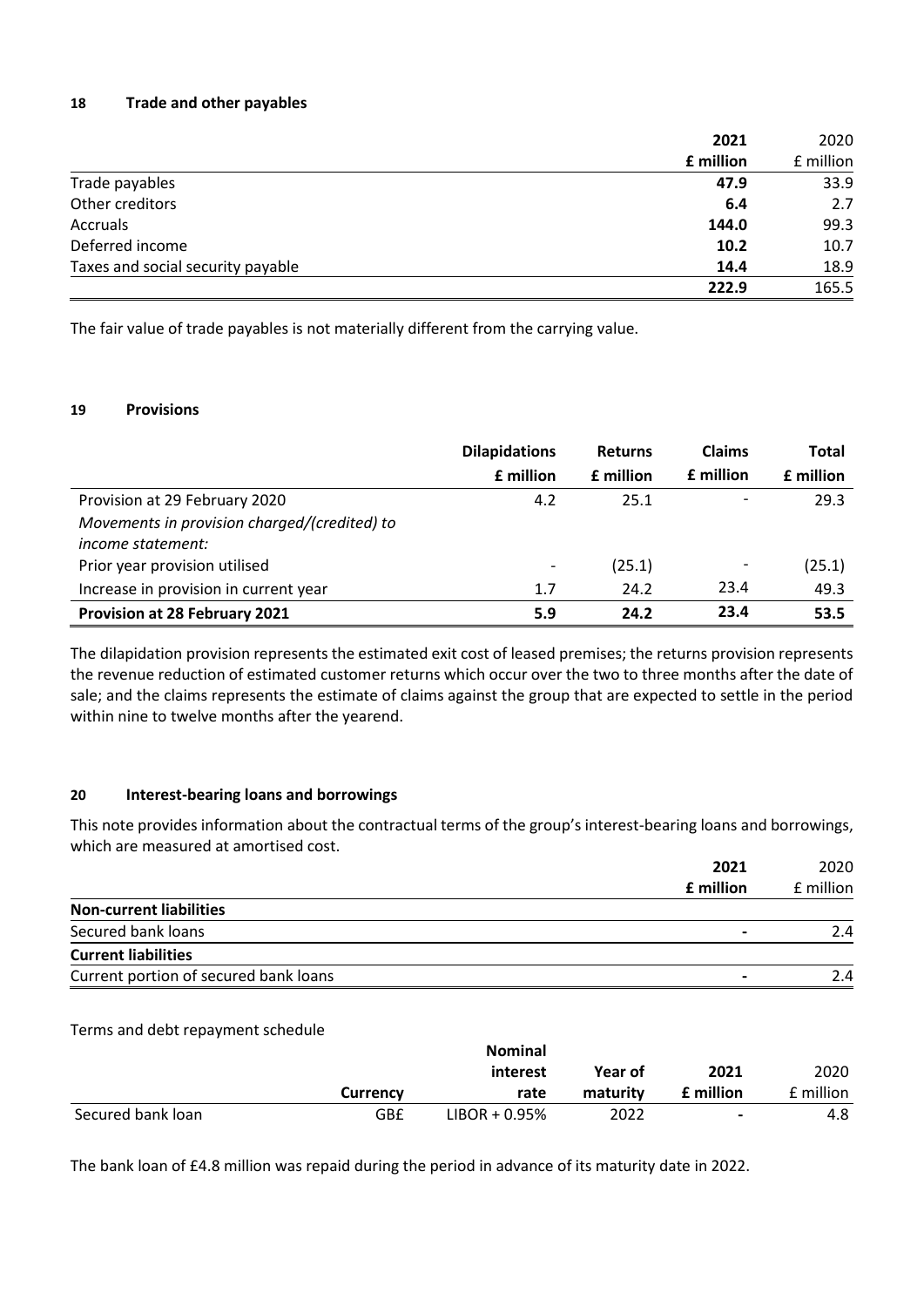## 18 Trade and other payables

| | 2021 | 2020 |
|---|---|---|
| | **£ million** | £ million |
| Trade payables | **47.9** | 33.9 |
| Other creditors | **6.4** | 2.7 |
| Accruals | **144.0** | 99.3 |
| Deferred income | **10.2** | 10.7 |
| Taxes and social security payable | **14.4** | 18.9 |
| | **222.9** | 165.5 |

The fair value of trade payables is not materially different from the carrying value.

## 19 Provisions

| | Dilapidations | Returns | Claims | Total |
|---|---|---|---|---|
| | **£ million** | **£ million** | **£ million** | **£ million** |
| Provision at 29 February 2020 | 4.2 | 25.1 | - | 29.3 |
| *Movements in provision charged/(credited) to income statement:* | | | | |
| Prior year provision utilised | - | (25.1) | - | (25.1) |
| Increase in provision in current year | 1.7 | 24.2 | 23.4 | 49.3 |
| **Provision at 28 February 2021** | **5.9** | **24.2** | **23.4** | **53.5** |

The dilapidation provision represents the estimated exit cost of leased premises; the returns provision represents the revenue reduction of estimated customer returns which occur over the two to three months after the date of sale; and the claims represents the estimate of claims against the group that are expected to settle in the period within nine to twelve months after the yearend.

## 20 Interest-bearing loans and borrowings

This note provides information about the contractual terms of the group's interest-bearing loans and borrowings, which are measured at amortised cost.

| | 2021 | 2020 |
|---|---|---|
| | **£ million** | £ million |
| **Non-current liabilities** | | |
| Secured bank loans | - | 2.4 |
| **Current liabilities** | | |
| Current portion of secured bank loans | - | 2.4 |

Terms and debt repayment schedule

| | Currency | Nominal interest rate | Year of maturity | 2021 £ million | 2020 £ million |
|---|---|---|---|---|---|
| Secured bank loan | GB£ | LIBOR + 0.95% | 2022 | - | 4.8 |

The bank loan of £4.8 million was repaid during the period in advance of its maturity date in 2022.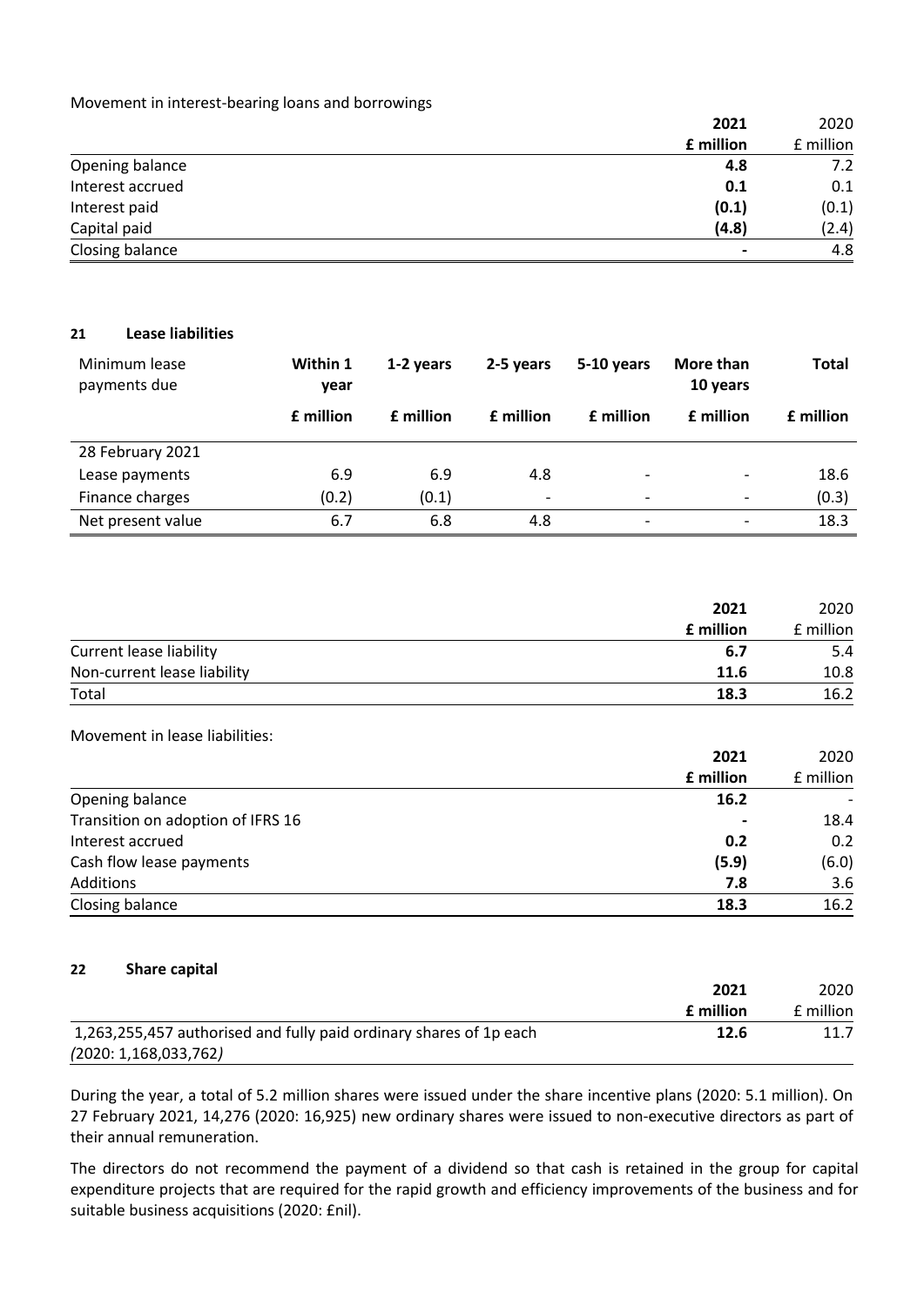Movement in interest-bearing loans and borrowings

| | **2021** | 2020 |
|---|---|---|
| | **£ million** | £ million |
| Opening balance | **4.8** | 7.2 |
| Interest accrued | **0.1** | 0.1 |
| Interest paid | **(0.1)** | (0.1) |
| Capital paid | **(4.8)** | (2.4) |
| Closing balance | **-** | 4.8 |

## 21 Lease liabilities

| Minimum lease payments due | **Within 1 year** | **1-2 years** | **2-5 years** | **5-10 years** | **More than 10 years** | **Total** |
|---|---|---|---|---|---|---|
| | **£ million** | **£ million** | **£ million** | **£ million** | **£ million** | **£ million** |
| 28 February 2021 | | | | | | |
| Lease payments | 6.9 | 6.9 | 4.8 | - | - | 18.6 |
| Finance charges | (0.2) | (0.1) | - | - | - | (0.3) |
| Net present value | 6.7 | 6.8 | 4.8 | - | - | 18.3 |

| | **2021** | 2020 |
|---|---|---|
| | **£ million** | £ million |
| Current lease liability | **6.7** | 5.4 |
| Non-current lease liability | **11.6** | 10.8 |
| Total | **18.3** | 16.2 |

Movement in lease liabilities:

| | **2021** | 2020 |
|---|---|---|
| | **£ million** | £ million |
| Opening balance | **16.2** | - |
| Transition on adoption of IFRS 16 | **-** | 18.4 |
| Interest accrued | **0.2** | 0.2 |
| Cash flow lease payments | **(5.9)** | (6.0) |
| Additions | **7.8** | 3.6 |
| Closing balance | **18.3** | 16.2 |

## 22 Share capital

| | **2021** | 2020 |
|---|---|---|
| | **£ million** | £ million |
| 1,263,255,457 authorised and fully paid ordinary shares of 1p each *(2020: 1,168,033,762)* | **12.6** | 11.7 |

During the year, a total of 5.2 million shares were issued under the share incentive plans (2020: 5.1 million). On 27 February 2021, 14,276 (2020: 16,925) new ordinary shares were issued to non-executive directors as part of their annual remuneration.

The directors do not recommend the payment of a dividend so that cash is retained in the group for capital expenditure projects that are required for the rapid growth and efficiency improvements of the business and for suitable business acquisitions (2020: £nil).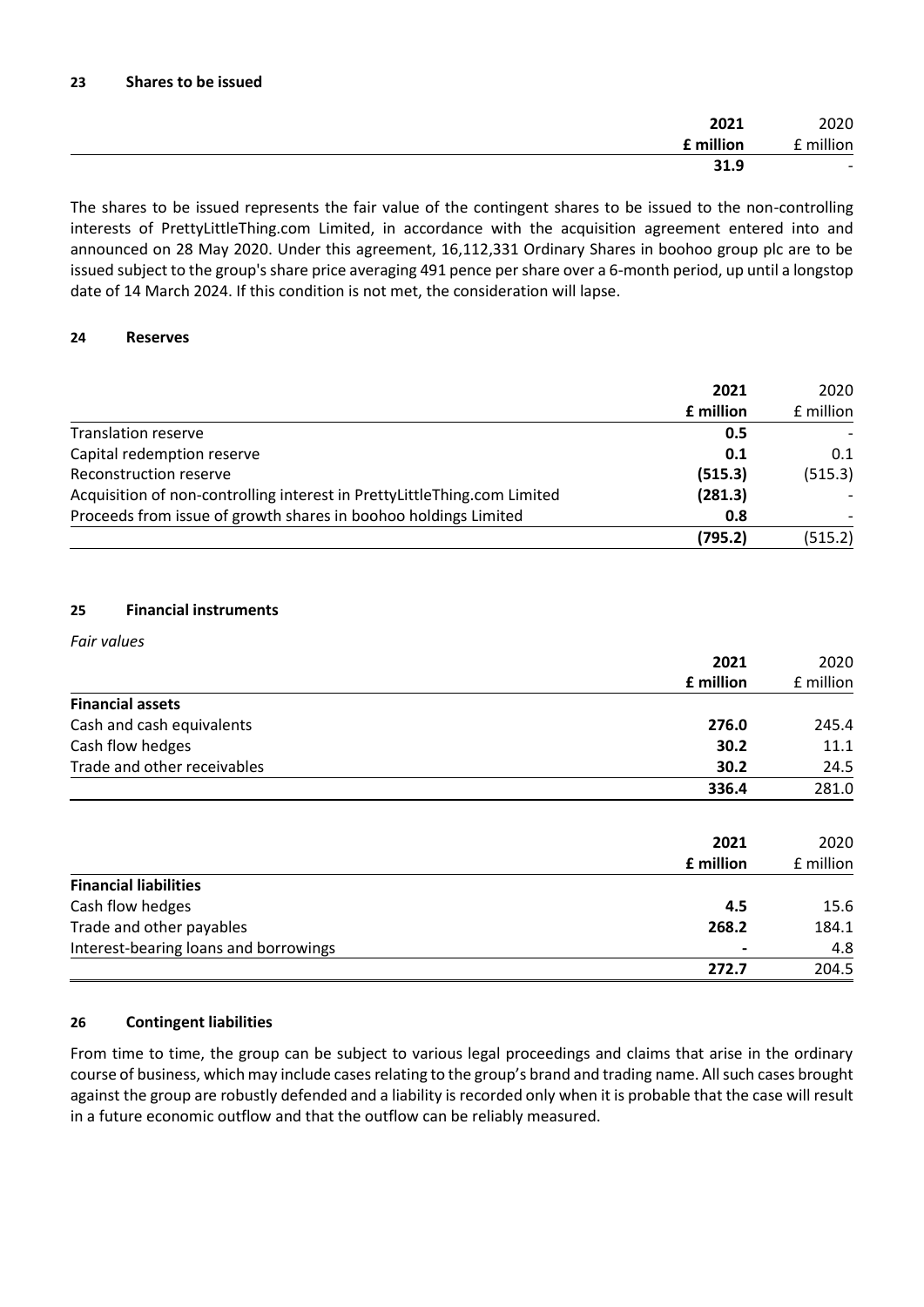## 23 Shares to be issued

| | 2021 | 2020 |
|---|---|---|
| | **£ million** | £ million |
| | **31.9** | - |

The shares to be issued represents the fair value of the contingent shares to be issued to the non-controlling interests of PrettyLittleThing.com Limited, in accordance with the acquisition agreement entered into and announced on 28 May 2020. Under this agreement, 16,112,331 Ordinary Shares in boohoo group plc are to be issued subject to the group's share price averaging 491 pence per share over a 6-month period, up until a longstop date of 14 March 2024. If this condition is not met, the consideration will lapse.

## 24 Reserves

| | 2021 | 2020 |
|---|---|---|
| | **£ million** | £ million |
| Translation reserve | **0.5** | - |
| Capital redemption reserve | **0.1** | 0.1 |
| Reconstruction reserve | **(515.3)** | (515.3) |
| Acquisition of non-controlling interest in PrettyLittleThing.com Limited | **(281.3)** | - |
| Proceeds from issue of growth shares in boohoo holdings Limited | **0.8** | - |
| | **(795.2)** | (515.2) |

## 25 Financial instruments

*Fair values*

| | 2021 | 2020 |
|---|---|---|
| | **£ million** | £ million |
| **Financial assets** | | |
| Cash and cash equivalents | **276.0** | 245.4 |
| Cash flow hedges | **30.2** | 11.1 |
| Trade and other receivables | **30.2** | 24.5 |
| | **336.4** | 281.0 |

| | 2021 | 2020 |
|---|---|---|
| | **£ million** | £ million |
| **Financial liabilities** | | |
| Cash flow hedges | **4.5** | 15.6 |
| Trade and other payables | **268.2** | 184.1 |
| Interest-bearing loans and borrowings | **-** | 4.8 |
| | **272.7** | 204.5 |

## 26 Contingent liabilities

From time to time, the group can be subject to various legal proceedings and claims that arise in the ordinary course of business, which may include cases relating to the group's brand and trading name. All such cases brought against the group are robustly defended and a liability is recorded only when it is probable that the case will result in a future economic outflow and that the outflow can be reliably measured.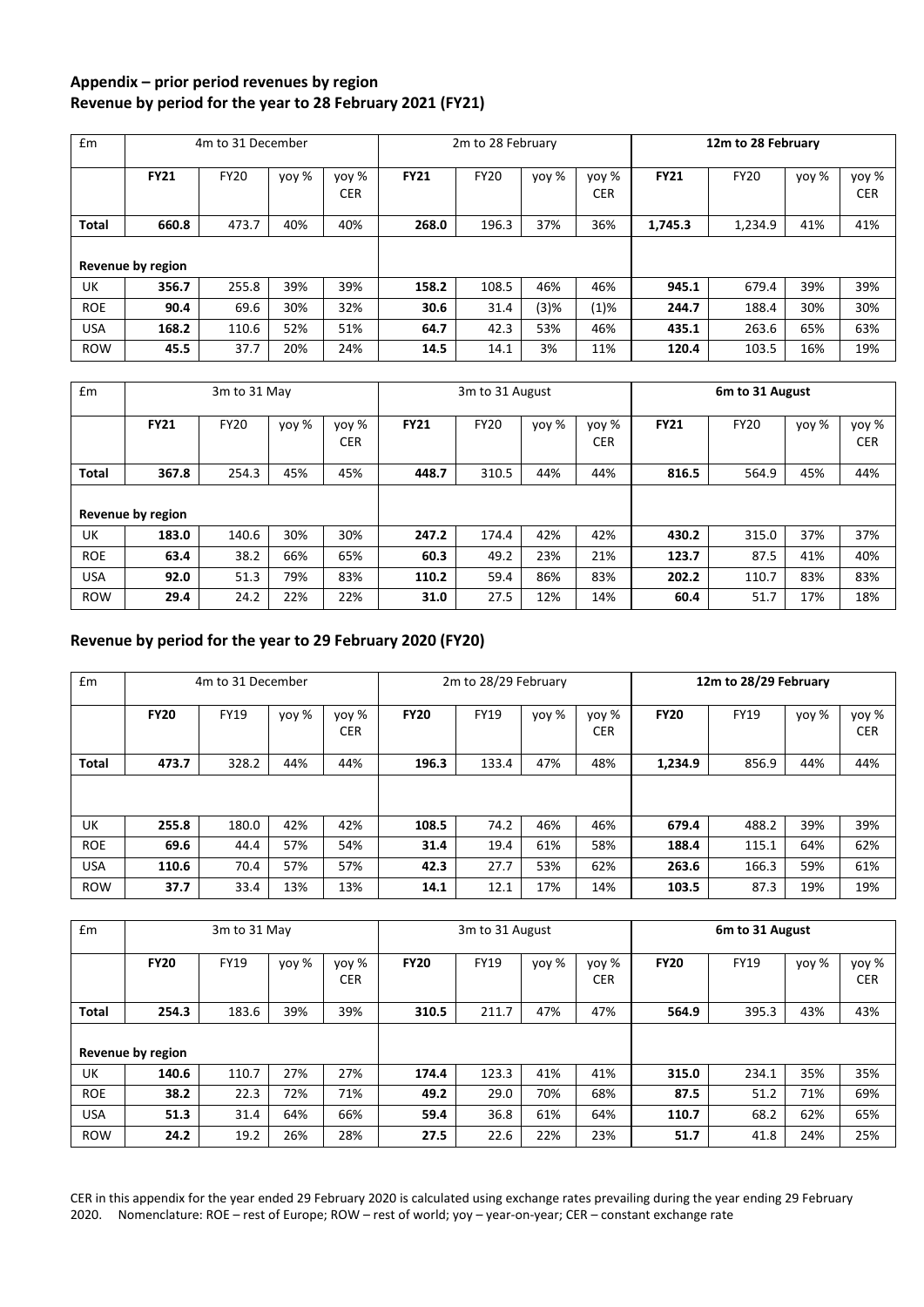## Appendix – prior period revenues by region

## Revenue by period for the year to 28 February 2021 (FY21)

| £m | 4m to 31 December | | | | 2m to 28 February | | | | 12m to 28 February | | | |
|---|---|---|---|---|---|---|---|---|---|---|---|---|
| | **FY21** | FY20 | yoy % | yoy % CER | **FY21** | FY20 | yoy % | yoy % CER | **FY21** | FY20 | yoy % | yoy % CER |
| **Total** | **660.8** | 473.7 | 40% | 40% | **268.0** | 196.3 | 37% | 36% | **1,745.3** | 1,234.9 | 41% | 41% |
| **Revenue by region** | | | | | | | | | | | | |
| UK | **356.7** | 255.8 | 39% | 39% | **158.2** | 108.5 | 46% | 46% | **945.1** | 679.4 | 39% | 39% |
| ROE | **90.4** | 69.6 | 30% | 32% | **30.6** | 31.4 | (3)% | (1)% | **244.7** | 188.4 | 30% | 30% |
| USA | **168.2** | 110.6 | 52% | 51% | **64.7** | 42.3 | 53% | 46% | **435.1** | 263.6 | 65% | 63% |
| ROW | **45.5** | 37.7 | 20% | 24% | **14.5** | 14.1 | 3% | 11% | **120.4** | 103.5 | 16% | 19% |

| £m | 3m to 31 May | | | | 3m to 31 August | | | | 6m to 31 August | | | |
|---|---|---|---|---|---|---|---|---|---|---|---|---|
| | **FY21** | FY20 | yoy % | yoy % CER | **FY21** | FY20 | yoy % | yoy % CER | **FY21** | FY20 | yoy % | yoy % CER |
| **Total** | **367.8** | 254.3 | 45% | 45% | **448.7** | 310.5 | 44% | 44% | **816.5** | 564.9 | 45% | 44% |
| **Revenue by region** | | | | | | | | | | | | |
| UK | **183.0** | 140.6 | 30% | 30% | **247.2** | 174.4 | 42% | 42% | **430.2** | 315.0 | 37% | 37% |
| ROE | **63.4** | 38.2 | 66% | 65% | **60.3** | 49.2 | 23% | 21% | **123.7** | 87.5 | 41% | 40% |
| USA | **92.0** | 51.3 | 79% | 83% | **110.2** | 59.4 | 86% | 83% | **202.2** | 110.7 | 83% | 83% |
| ROW | **29.4** | 24.2 | 22% | 22% | **31.0** | 27.5 | 12% | 14% | **60.4** | 51.7 | 17% | 18% |

## Revenue by period for the year to 29 February 2020 (FY20)

| £m | 4m to 31 December | | | | 2m to 28/29 February | | | | 12m to 28/29 February | | | |
|---|---|---|---|---|---|---|---|---|---|---|---|---|
| | **FY20** | FY19 | yoy % | yoy % CER | **FY20** | FY19 | yoy % | yoy % CER | **FY20** | FY19 | yoy % | yoy % CER |
| **Total** | **473.7** | 328.2 | 44% | 44% | **196.3** | 133.4 | 47% | 48% | **1,234.9** | 856.9 | 44% | 44% |
| | | | | | | | | | | | | |
| UK | **255.8** | 180.0 | 42% | 42% | **108.5** | 74.2 | 46% | 46% | **679.4** | 488.2 | 39% | 39% |
| ROE | **69.6** | 44.4 | 57% | 54% | **31.4** | 19.4 | 61% | 58% | **188.4** | 115.1 | 64% | 62% |
| USA | **110.6** | 70.4 | 57% | 57% | **42.3** | 27.7 | 53% | 62% | **263.6** | 166.3 | 59% | 61% |
| ROW | **37.7** | 33.4 | 13% | 13% | **14.1** | 12.1 | 17% | 14% | **103.5** | 87.3 | 19% | 19% |

| £m | 3m to 31 May | | | | 3m to 31 August | | | | 6m to 31 August | | | |
|---|---|---|---|---|---|---|---|---|---|---|---|---|
| | **FY20** | FY19 | yoy % | yoy % CER | **FY20** | FY19 | yoy % | yoy % CER | **FY20** | FY19 | yoy % | yoy % CER |
| **Total** | **254.3** | 183.6 | 39% | 39% | **310.5** | 211.7 | 47% | 47% | **564.9** | 395.3 | 43% | 43% |
| **Revenue by region** | | | | | | | | | | | | |
| UK | **140.6** | 110.7 | 27% | 27% | **174.4** | 123.3 | 41% | 41% | **315.0** | 234.1 | 35% | 35% |
| ROE | **38.2** | 22.3 | 72% | 71% | **49.2** | 29.0 | 70% | 68% | **87.5** | 51.2 | 71% | 69% |
| USA | **51.3** | 31.4 | 64% | 66% | **59.4** | 36.8 | 61% | 64% | **110.7** | 68.2 | 62% | 65% |
| ROW | **24.2** | 19.2 | 26% | 28% | **27.5** | 22.6 | 22% | 23% | **51.7** | 41.8 | 24% | 25% |

CER in this appendix for the year ended 29 February 2020 is calculated using exchange rates prevailing during the year ending 29 February 2020. Nomenclature: ROE – rest of Europe; ROW – rest of world; yoy – year-on-year; CER – constant exchange rate